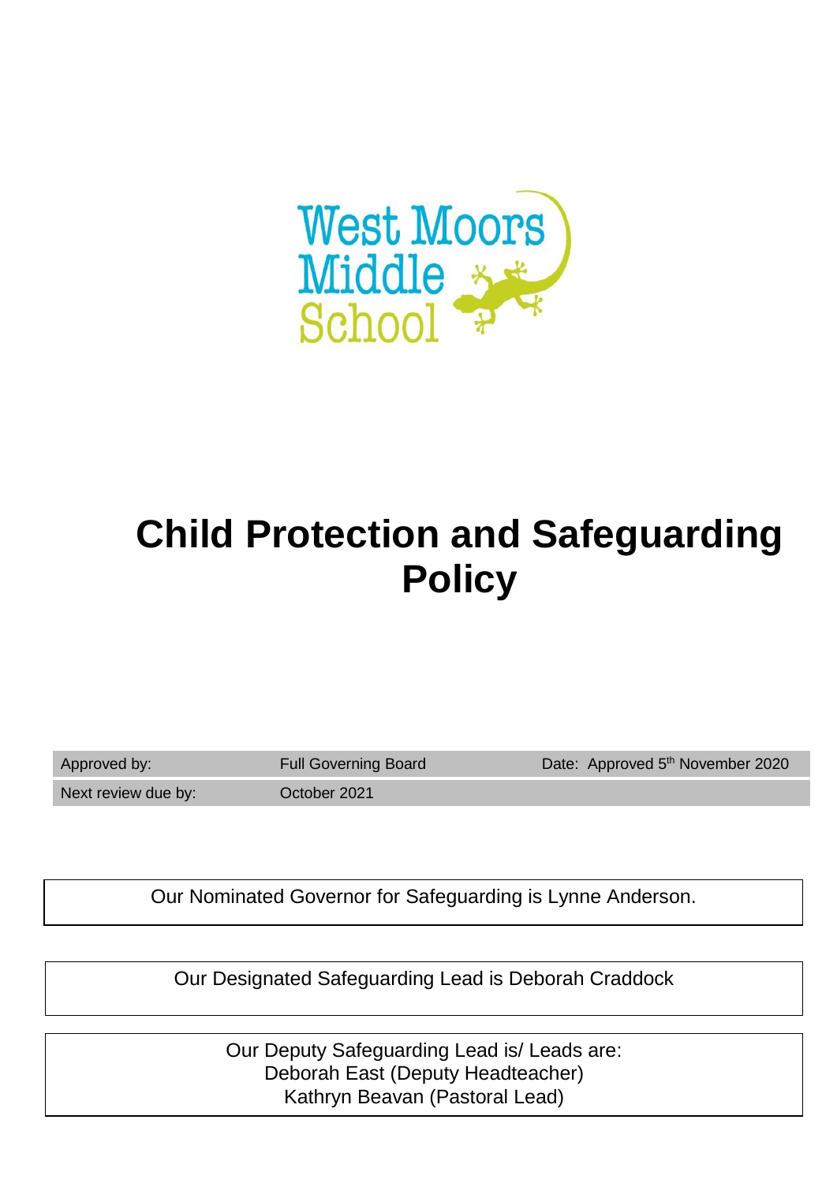West Moors Middle School

# Child Protection and Safeguarding Policy

| Approved by: | Full Governing Board | Date: Approved 5th November 2020 |
|---|---|---|
| Next review due by: | October 2021 | |

Our Nominated Governor for Safeguarding is Lynne Anderson.

Our Designated Safeguarding Lead is Deborah Craddock

Our Deputy Safeguarding Lead is/ Leads are:
Deborah East (Deputy Headteacher)
Kathryn Beavan (Pastoral Lead)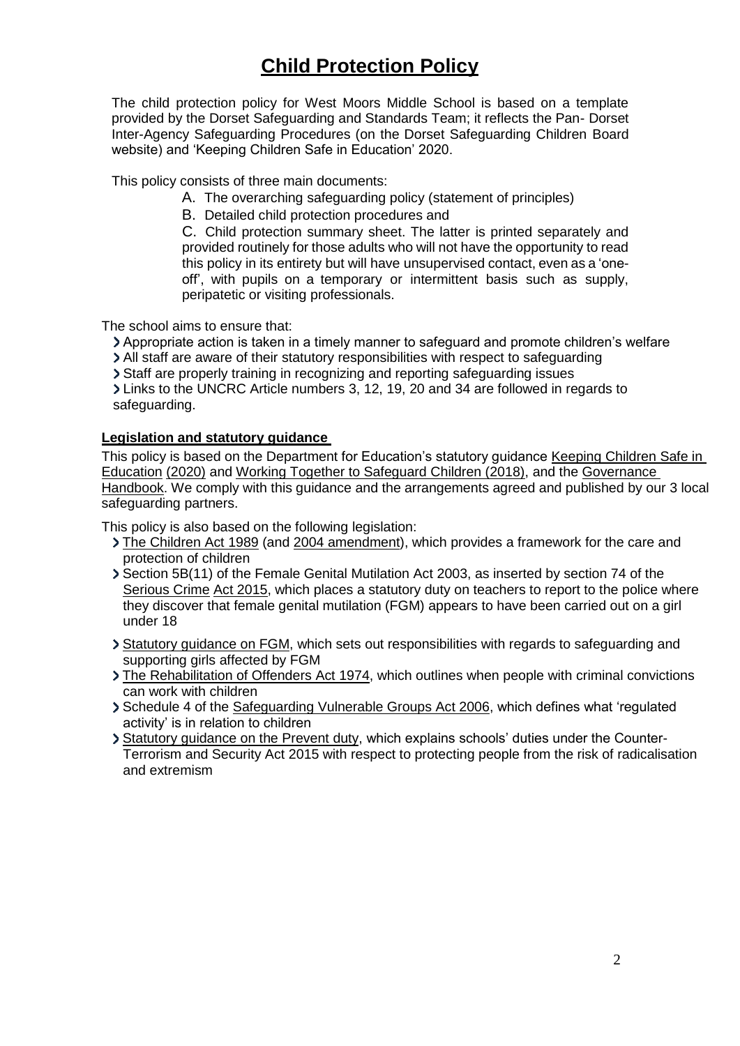# Child Protection Policy

The child protection policy for West Moors Middle School is based on a template provided by the Dorset Safeguarding and Standards Team; it reflects the Pan- Dorset Inter-Agency Safeguarding Procedures (on the Dorset Safeguarding Children Board website) and 'Keeping Children Safe in Education' 2020.

This policy consists of three main documents:

A. The overarching safeguarding policy (statement of principles)

B. Detailed child protection procedures and

C. Child protection summary sheet. The latter is printed separately and provided routinely for those adults who will not have the opportunity to read this policy in its entirety but will have unsupervised contact, even as a 'one-off', with pupils on a temporary or intermittent basis such as supply, peripatetic or visiting professionals.

The school aims to ensure that:

- Appropriate action is taken in a timely manner to safeguard and promote children's welfare
- All staff are aware of their statutory responsibilities with respect to safeguarding
- Staff are properly training in recognizing and reporting safeguarding issues
- Links to the UNCRC Article numbers 3, 12, 19, 20 and 34 are followed in regards to safeguarding.

## Legislation and statutory guidance

This policy is based on the Department for Education's statutory guidance Keeping Children Safe in Education (2020) and Working Together to Safeguard Children (2018), and the Governance Handbook. We comply with this guidance and the arrangements agreed and published by our 3 local safeguarding partners.

This policy is also based on the following legislation:

- The Children Act 1989 (and 2004 amendment), which provides a framework for the care and protection of children
- Section 5B(11) of the Female Genital Mutilation Act 2003, as inserted by section 74 of the Serious Crime Act 2015, which places a statutory duty on teachers to report to the police where they discover that female genital mutilation (FGM) appears to have been carried out on a girl under 18
- Statutory guidance on FGM, which sets out responsibilities with regards to safeguarding and supporting girls affected by FGM
- The Rehabilitation of Offenders Act 1974, which outlines when people with criminal convictions can work with children
- Schedule 4 of the Safeguarding Vulnerable Groups Act 2006, which defines what 'regulated activity' is in relation to children
- Statutory guidance on the Prevent duty, which explains schools' duties under the Counter-Terrorism and Security Act 2015 with respect to protecting people from the risk of radicalisation and extremism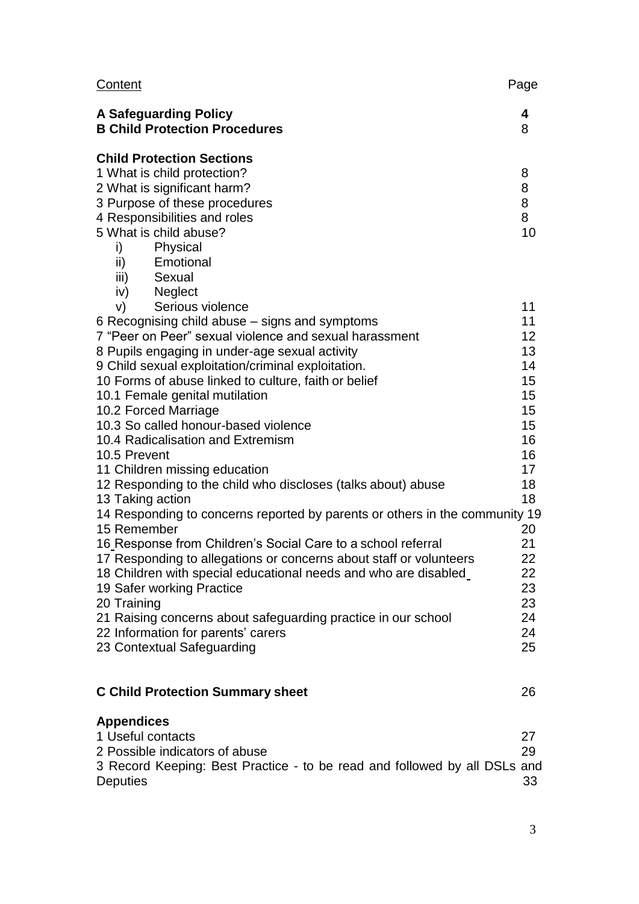| Content | Page |
|---|---|
| **A Safeguarding Policy** | **4** |
| **B Child Protection Procedures** | 8 |
| **Child Protection Sections** | |
| 1 What is child protection? | 8 |
| 2 What is significant harm? | 8 |
| 3 Purpose of these procedures | 8 |
| 4 Responsibilities and roles | 8 |
| 5 What is child abuse? | 10 |
| i) Physical | |
| ii) Emotional | |
| iii) Sexual | |
| iv) Neglect | |
| v) Serious violence | 11 |
| 6 Recognising child abuse – signs and symptoms | 11 |
| 7 "Peer on Peer" sexual violence and sexual harassment | 12 |
| 8 Pupils engaging in under-age sexual activity | 13 |
| 9 Child sexual exploitation/criminal exploitation. | 14 |
| 10 Forms of abuse linked to culture, faith or belief | 15 |
| 10.1 Female genital mutilation | 15 |
| 10.2 Forced Marriage | 15 |
| 10.3 So called honour-based violence | 15 |
| 10.4 Radicalisation and Extremism | 16 |
| 10.5 Prevent | 16 |
| 11 Children missing education | 17 |
| 12 Responding to the child who discloses (talks about) abuse | 18 |
| 13 Taking action | 18 |
| 14 Responding to concerns reported by parents or others in the community | 19 |
| 15 Remember | 20 |
| 16 Response from Children's Social Care to a school referral | 21 |
| 17 Responding to allegations or concerns about staff or volunteers | 22 |
| 18 Children with special educational needs and who are disabled | 22 |
| 19 Safer working Practice | 23 |
| 20 Training | 23 |
| 21 Raising concerns about safeguarding practice in our school | 24 |
| 22 Information for parents' carers | 24 |
| 23 Contextual Safeguarding | 25 |
| **C Child Protection Summary sheet** | 26 |
| **Appendices** | |
| 1 Useful contacts | 27 |
| 2 Possible indicators of abuse | 29 |
| 3 Record Keeping: Best Practice - to be read and followed by all DSLs and Deputies | 33 |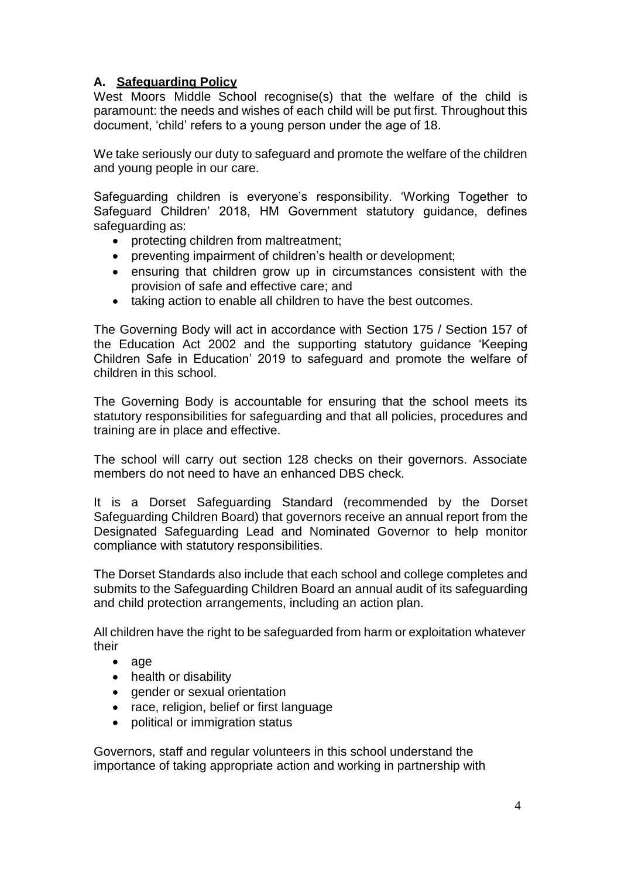## A. Safeguarding Policy

West Moors Middle School recognise(s) that the welfare of the child is paramount: the needs and wishes of each child will be put first. Throughout this document, 'child' refers to a young person under the age of 18.

We take seriously our duty to safeguard and promote the welfare of the children and young people in our care.

Safeguarding children is everyone's responsibility. 'Working Together to Safeguard Children' 2018, HM Government statutory guidance, defines safeguarding as:

- protecting children from maltreatment;
- preventing impairment of children's health or development;
- ensuring that children grow up in circumstances consistent with the provision of safe and effective care; and
- taking action to enable all children to have the best outcomes.

The Governing Body will act in accordance with Section 175 / Section 157 of the Education Act 2002 and the supporting statutory guidance 'Keeping Children Safe in Education' 2019 to safeguard and promote the welfare of children in this school.

The Governing Body is accountable for ensuring that the school meets its statutory responsibilities for safeguarding and that all policies, procedures and training are in place and effective.

The school will carry out section 128 checks on their governors. Associate members do not need to have an enhanced DBS check.

It is a Dorset Safeguarding Standard (recommended by the Dorset Safeguarding Children Board) that governors receive an annual report from the Designated Safeguarding Lead and Nominated Governor to help monitor compliance with statutory responsibilities.

The Dorset Standards also include that each school and college completes and submits to the Safeguarding Children Board an annual audit of its safeguarding and child protection arrangements, including an action plan.

All children have the right to be safeguarded from harm or exploitation whatever their

- age
- health or disability
- gender or sexual orientation
- race, religion, belief or first language
- political or immigration status

Governors, staff and regular volunteers in this school understand the importance of taking appropriate action and working in partnership with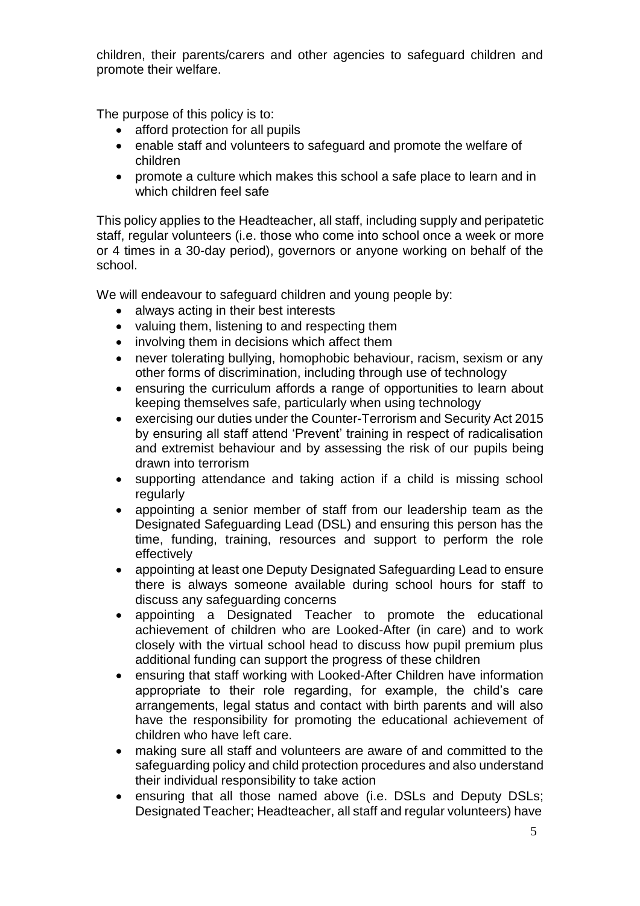children, their parents/carers and other agencies to safeguard children and promote their welfare.

The purpose of this policy is to:

- afford protection for all pupils
- enable staff and volunteers to safeguard and promote the welfare of children
- promote a culture which makes this school a safe place to learn and in which children feel safe

This policy applies to the Headteacher, all staff, including supply and peripatetic staff, regular volunteers (i.e. those who come into school once a week or more or 4 times in a 30-day period), governors or anyone working on behalf of the school.

We will endeavour to safeguard children and young people by:

- always acting in their best interests
- valuing them, listening to and respecting them
- involving them in decisions which affect them
- never tolerating bullying, homophobic behaviour, racism, sexism or any other forms of discrimination, including through use of technology
- ensuring the curriculum affords a range of opportunities to learn about keeping themselves safe, particularly when using technology
- exercising our duties under the Counter-Terrorism and Security Act 2015 by ensuring all staff attend 'Prevent' training in respect of radicalisation and extremist behaviour and by assessing the risk of our pupils being drawn into terrorism
- supporting attendance and taking action if a child is missing school regularly
- appointing a senior member of staff from our leadership team as the Designated Safeguarding Lead (DSL) and ensuring this person has the time, funding, training, resources and support to perform the role effectively
- appointing at least one Deputy Designated Safeguarding Lead to ensure there is always someone available during school hours for staff to discuss any safeguarding concerns
- appointing a Designated Teacher to promote the educational achievement of children who are Looked-After (in care) and to work closely with the virtual school head to discuss how pupil premium plus additional funding can support the progress of these children
- ensuring that staff working with Looked-After Children have information appropriate to their role regarding, for example, the child's care arrangements, legal status and contact with birth parents and will also have the responsibility for promoting the educational achievement of children who have left care.
- making sure all staff and volunteers are aware of and committed to the safeguarding policy and child protection procedures and also understand their individual responsibility to take action
- ensuring that all those named above (i.e. DSLs and Deputy DSLs; Designated Teacher; Headteacher, all staff and regular volunteers) have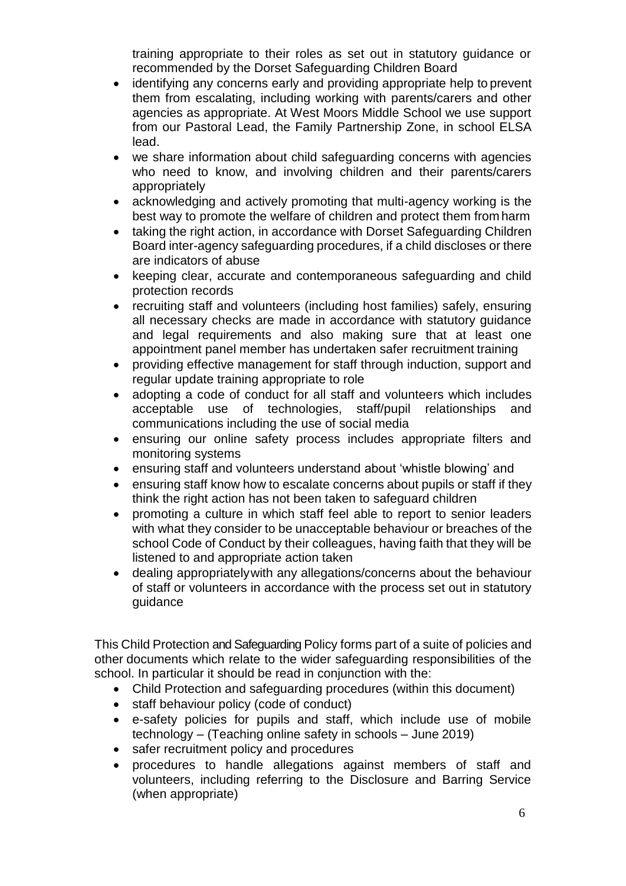training appropriate to their roles as set out in statutory guidance or recommended by the Dorset Safeguarding Children Board

- identifying any concerns early and providing appropriate help to prevent them from escalating, including working with parents/carers and other agencies as appropriate. At West Moors Middle School we use support from our Pastoral Lead, the Family Partnership Zone, in school ELSA lead.
- we share information about child safeguarding concerns with agencies who need to know, and involving children and their parents/carers appropriately
- acknowledging and actively promoting that multi-agency working is the best way to promote the welfare of children and protect them from harm
- taking the right action, in accordance with Dorset Safeguarding Children Board inter-agency safeguarding procedures, if a child discloses or there are indicators of abuse
- keeping clear, accurate and contemporaneous safeguarding and child protection records
- recruiting staff and volunteers (including host families) safely, ensuring all necessary checks are made in accordance with statutory guidance and legal requirements and also making sure that at least one appointment panel member has undertaken safer recruitment training
- providing effective management for staff through induction, support and regular update training appropriate to role
- adopting a code of conduct for all staff and volunteers which includes acceptable use of technologies, staff/pupil relationships and communications including the use of social media
- ensuring our online safety process includes appropriate filters and monitoring systems
- ensuring staff and volunteers understand about 'whistle blowing' and
- ensuring staff know how to escalate concerns about pupils or staff if they think the right action has not been taken to safeguard children
- promoting a culture in which staff feel able to report to senior leaders with what they consider to be unacceptable behaviour or breaches of the school Code of Conduct by their colleagues, having faith that they will be listened to and appropriate action taken
- dealing appropriately with any allegations/concerns about the behaviour of staff or volunteers in accordance with the process set out in statutory guidance

This Child Protection and Safeguarding Policy forms part of a suite of policies and other documents which relate to the wider safeguarding responsibilities of the school. In particular it should be read in conjunction with the:

- Child Protection and safeguarding procedures (within this document)
- staff behaviour policy (code of conduct)
- e-safety policies for pupils and staff, which include use of mobile technology – (Teaching online safety in schools – June 2019)
- safer recruitment policy and procedures
- procedures to handle allegations against members of staff and volunteers, including referring to the Disclosure and Barring Service (when appropriate)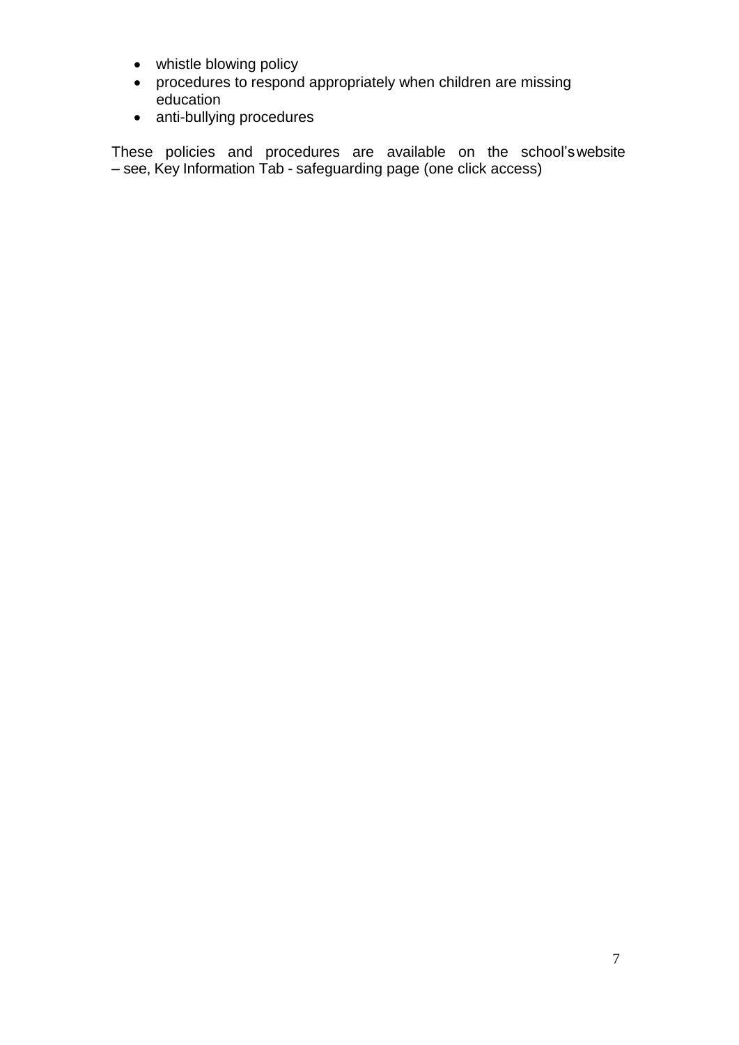- whistle blowing policy
- procedures to respond appropriately when children are missing education
- anti-bullying procedures

These policies and procedures are available on the school's website – see, Key Information Tab - safeguarding page (one click access)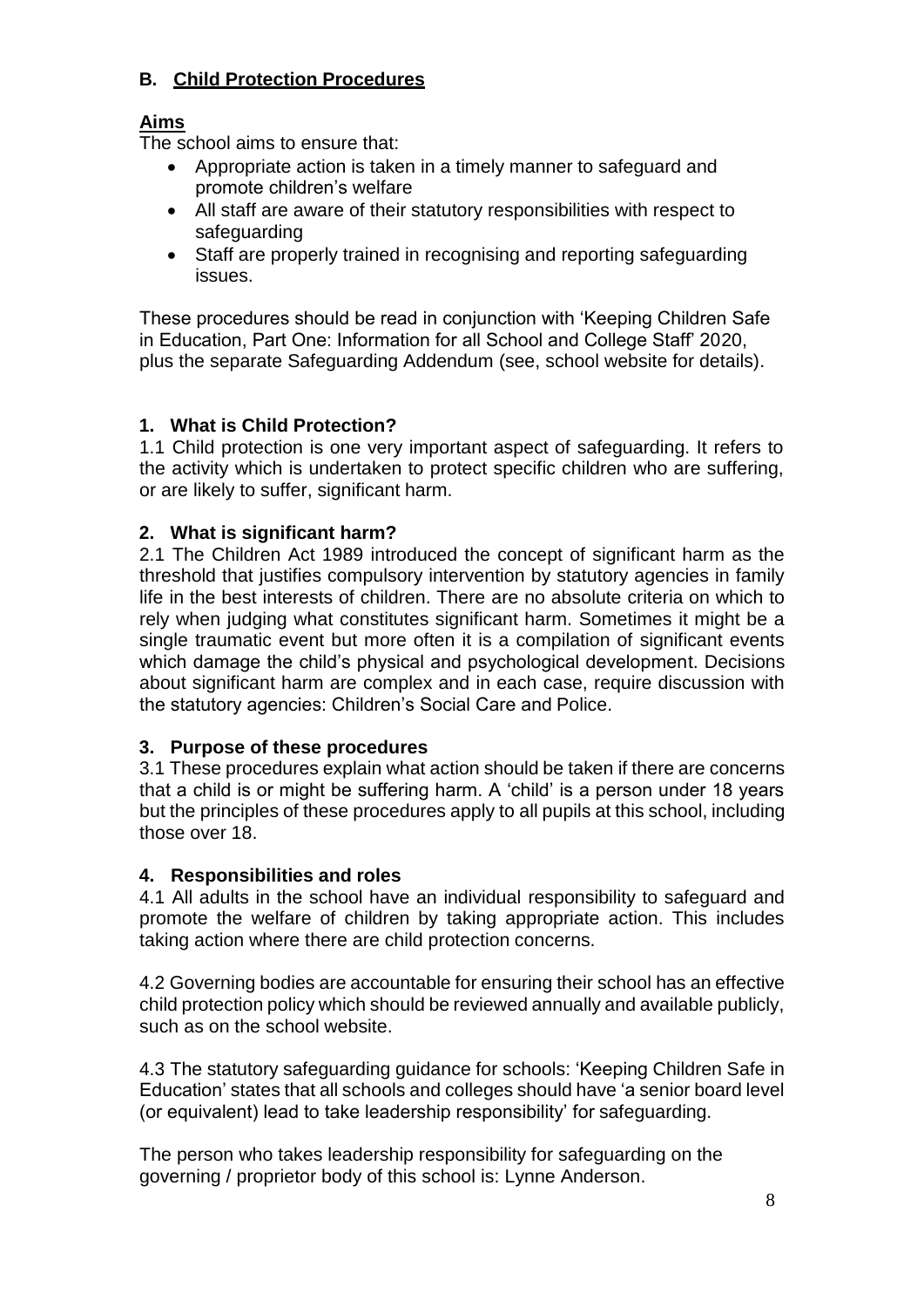## B. Child Protection Procedures

### Aims

The school aims to ensure that:

- Appropriate action is taken in a timely manner to safeguard and promote children's welfare
- All staff are aware of their statutory responsibilities with respect to safeguarding
- Staff are properly trained in recognising and reporting safeguarding issues.

These procedures should be read in conjunction with 'Keeping Children Safe in Education, Part One: Information for all School and College Staff' 2020, plus the separate Safeguarding Addendum (see, school website for details).

### 1. What is Child Protection?

1.1 Child protection is one very important aspect of safeguarding. It refers to the activity which is undertaken to protect specific children who are suffering, or are likely to suffer, significant harm.

### 2. What is significant harm?

2.1 The Children Act 1989 introduced the concept of significant harm as the threshold that justifies compulsory intervention by statutory agencies in family life in the best interests of children. There are no absolute criteria on which to rely when judging what constitutes significant harm. Sometimes it might be a single traumatic event but more often it is a compilation of significant events which damage the child's physical and psychological development. Decisions about significant harm are complex and in each case, require discussion with the statutory agencies: Children's Social Care and Police.

### 3. Purpose of these procedures

3.1 These procedures explain what action should be taken if there are concerns that a child is or might be suffering harm. A 'child' is a person under 18 years but the principles of these procedures apply to all pupils at this school, including those over 18.

### 4. Responsibilities and roles

4.1 All adults in the school have an individual responsibility to safeguard and promote the welfare of children by taking appropriate action. This includes taking action where there are child protection concerns.

4.2 Governing bodies are accountable for ensuring their school has an effective child protection policy which should be reviewed annually and available publicly, such as on the school website.

4.3 The statutory safeguarding guidance for schools: 'Keeping Children Safe in Education' states that all schools and colleges should have 'a senior board level (or equivalent) lead to take leadership responsibility' for safeguarding.

The person who takes leadership responsibility for safeguarding on the governing / proprietor body of this school is: Lynne Anderson.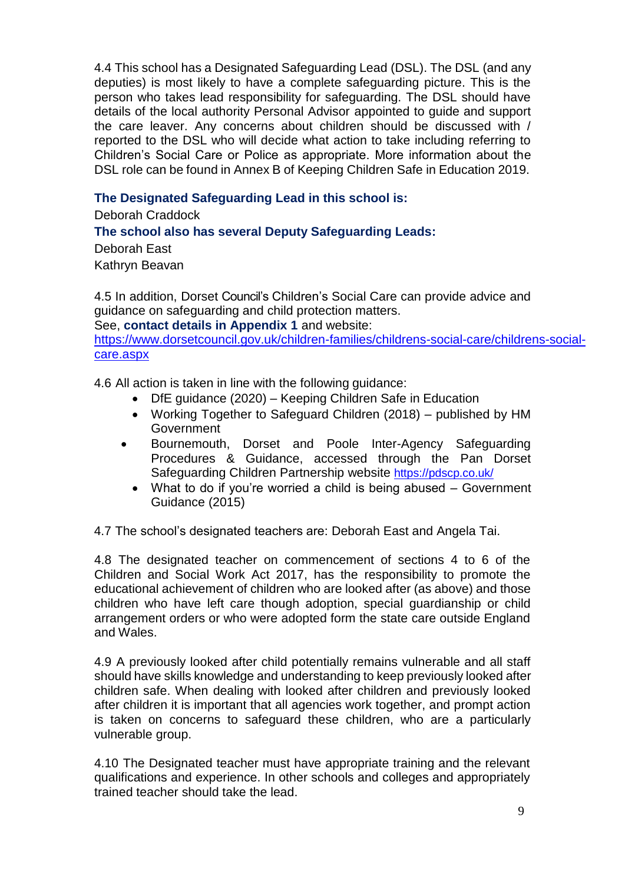4.4 This school has a Designated Safeguarding Lead (DSL). The DSL (and any deputies) is most likely to have a complete safeguarding picture. This is the person who takes lead responsibility for safeguarding. The DSL should have details of the local authority Personal Advisor appointed to guide and support the care leaver. Any concerns about children should be discussed with / reported to the DSL who will decide what action to take including referring to Children's Social Care or Police as appropriate. More information about the DSL role can be found in Annex B of Keeping Children Safe in Education 2019.

**The Designated Safeguarding Lead in this school is:**

Deborah Craddock

**The school also has several Deputy Safeguarding Leads:**

Deborah East

Kathryn Beavan

4.5 In addition, Dorset Council's Children's Social Care can provide advice and guidance on safeguarding and child protection matters.
See, **contact details in Appendix 1** and website:
[https://www.dorsetcouncil.gov.uk/children-families/childrens-social-care/childrens-social-care.aspx](https://www.dorsetcouncil.gov.uk/children-families/childrens-social-care/childrens-social-care.aspx)

4.6 All action is taken in line with the following guidance:

- DfE guidance (2020) – Keeping Children Safe in Education
- Working Together to Safeguard Children (2018) – published by HM Government
- Bournemouth, Dorset and Poole Inter-Agency Safeguarding Procedures & Guidance, accessed through the Pan Dorset Safeguarding Children Partnership website [https://pdscp.co.uk/](https://pdscp.co.uk/)
- What to do if you're worried a child is being abused – Government Guidance (2015)

4.7 The school's designated teachers are: Deborah East and Angela Tai.

4.8 The designated teacher on commencement of sections 4 to 6 of the Children and Social Work Act 2017, has the responsibility to promote the educational achievement of children who are looked after (as above) and those children who have left care though adoption, special guardianship or child arrangement orders or who were adopted form the state care outside England and Wales.

4.9 A previously looked after child potentially remains vulnerable and all staff should have skills knowledge and understanding to keep previously looked after children safe. When dealing with looked after children and previously looked after children it is important that all agencies work together, and prompt action is taken on concerns to safeguard these children, who are a particularly vulnerable group.

4.10 The Designated teacher must have appropriate training and the relevant qualifications and experience. In other schools and colleges and appropriately trained teacher should take the lead.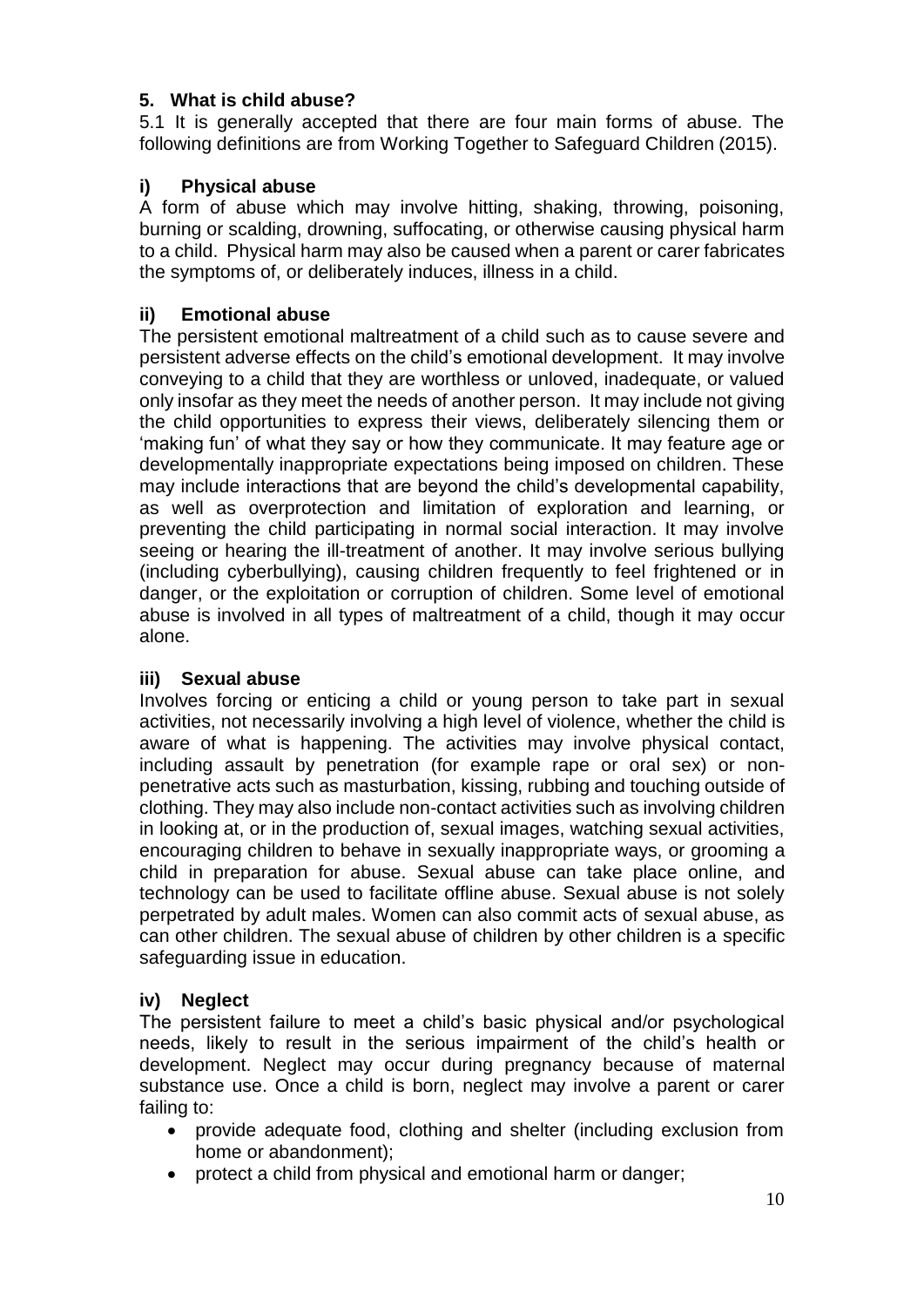## 5. What is child abuse?

5.1 It is generally accepted that there are four main forms of abuse. The following definitions are from Working Together to Safeguard Children (2015).

### i) Physical abuse

A form of abuse which may involve hitting, shaking, throwing, poisoning, burning or scalding, drowning, suffocating, or otherwise causing physical harm to a child. Physical harm may also be caused when a parent or carer fabricates the symptoms of, or deliberately induces, illness in a child.

### ii) Emotional abuse

The persistent emotional maltreatment of a child such as to cause severe and persistent adverse effects on the child's emotional development. It may involve conveying to a child that they are worthless or unloved, inadequate, or valued only insofar as they meet the needs of another person. It may include not giving the child opportunities to express their views, deliberately silencing them or 'making fun' of what they say or how they communicate. It may feature age or developmentally inappropriate expectations being imposed on children. These may include interactions that are beyond the child's developmental capability, as well as overprotection and limitation of exploration and learning, or preventing the child participating in normal social interaction. It may involve seeing or hearing the ill-treatment of another. It may involve serious bullying (including cyberbullying), causing children frequently to feel frightened or in danger, or the exploitation or corruption of children. Some level of emotional abuse is involved in all types of maltreatment of a child, though it may occur alone.

### iii) Sexual abuse

Involves forcing or enticing a child or young person to take part in sexual activities, not necessarily involving a high level of violence, whether the child is aware of what is happening. The activities may involve physical contact, including assault by penetration (for example rape or oral sex) or non-penetrative acts such as masturbation, kissing, rubbing and touching outside of clothing. They may also include non-contact activities such as involving children in looking at, or in the production of, sexual images, watching sexual activities, encouraging children to behave in sexually inappropriate ways, or grooming a child in preparation for abuse. Sexual abuse can take place online, and technology can be used to facilitate offline abuse. Sexual abuse is not solely perpetrated by adult males. Women can also commit acts of sexual abuse, as can other children. The sexual abuse of children by other children is a specific safeguarding issue in education.

### iv) Neglect

The persistent failure to meet a child's basic physical and/or psychological needs, likely to result in the serious impairment of the child's health or development. Neglect may occur during pregnancy because of maternal substance use. Once a child is born, neglect may involve a parent or carer failing to:

- provide adequate food, clothing and shelter (including exclusion from home or abandonment);
- protect a child from physical and emotional harm or danger;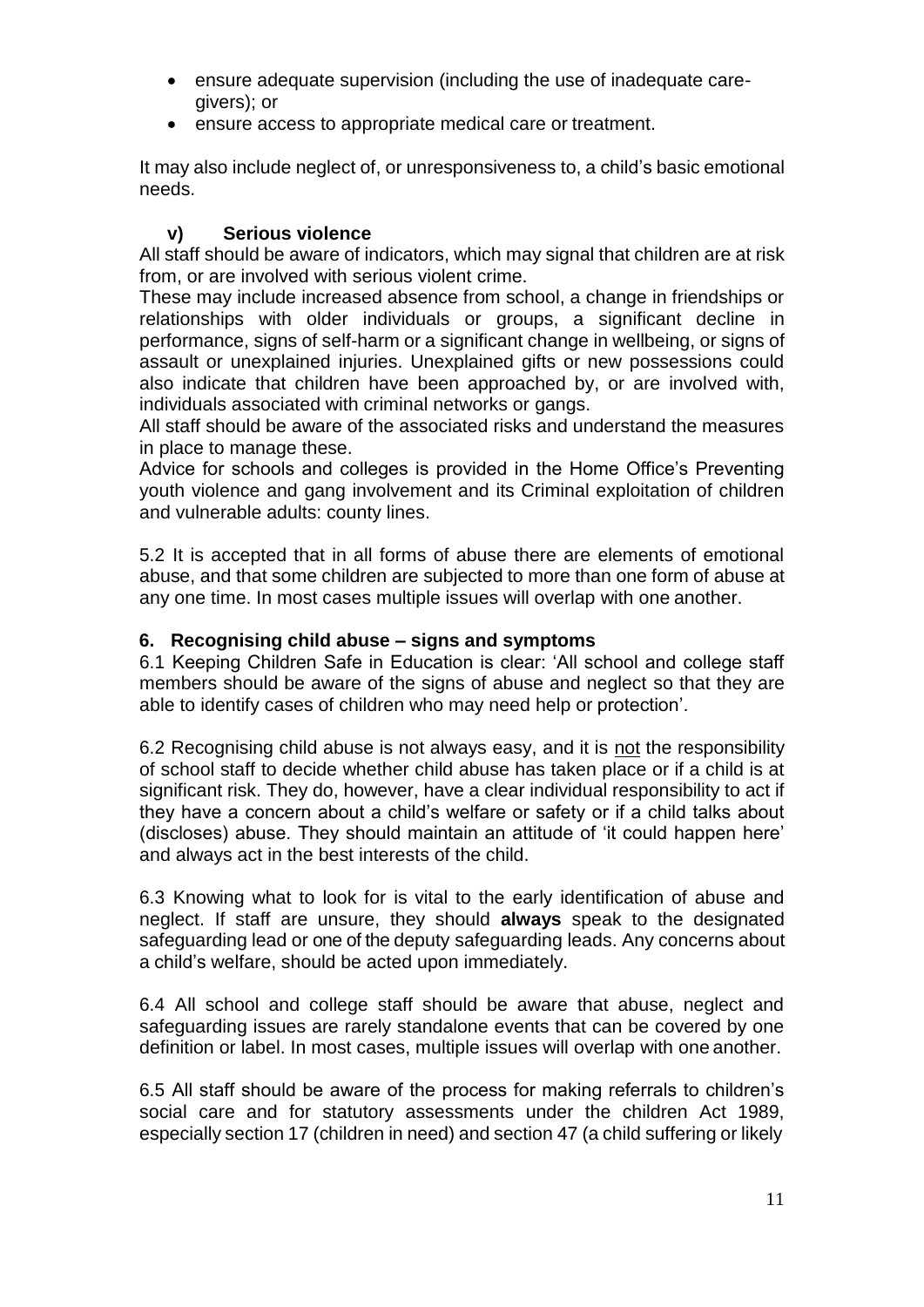- ensure adequate supervision (including the use of inadequate care-givers); or
- ensure access to appropriate medical care or treatment.

It may also include neglect of, or unresponsiveness to, a child's basic emotional needs.

### v) Serious violence

All staff should be aware of indicators, which may signal that children are at risk from, or are involved with serious violent crime.

These may include increased absence from school, a change in friendships or relationships with older individuals or groups, a significant decline in performance, signs of self-harm or a significant change in wellbeing, or signs of assault or unexplained injuries. Unexplained gifts or new possessions could also indicate that children have been approached by, or are involved with, individuals associated with criminal networks or gangs.

All staff should be aware of the associated risks and understand the measures in place to manage these.

Advice for schools and colleges is provided in the Home Office's Preventing youth violence and gang involvement and its Criminal exploitation of children and vulnerable adults: county lines.

5.2 It is accepted that in all forms of abuse there are elements of emotional abuse, and that some children are subjected to more than one form of abuse at any one time. In most cases multiple issues will overlap with one another.

## 6. Recognising child abuse – signs and symptoms

6.1 Keeping Children Safe in Education is clear: 'All school and college staff members should be aware of the signs of abuse and neglect so that they are able to identify cases of children who may need help or protection'.

6.2 Recognising child abuse is not always easy, and it is <u>not</u> the responsibility of school staff to decide whether child abuse has taken place or if a child is at significant risk. They do, however, have a clear individual responsibility to act if they have a concern about a child's welfare or safety or if a child talks about (discloses) abuse. They should maintain an attitude of 'it could happen here' and always act in the best interests of the child.

6.3 Knowing what to look for is vital to the early identification of abuse and neglect. If staff are unsure, they should **always** speak to the designated safeguarding lead or one of the deputy safeguarding leads. Any concerns about a child's welfare, should be acted upon immediately.

6.4 All school and college staff should be aware that abuse, neglect and safeguarding issues are rarely standalone events that can be covered by one definition or label. In most cases, multiple issues will overlap with one another.

6.5 All staff should be aware of the process for making referrals to children's social care and for statutory assessments under the children Act 1989, especially section 17 (children in need) and section 47 (a child suffering or likely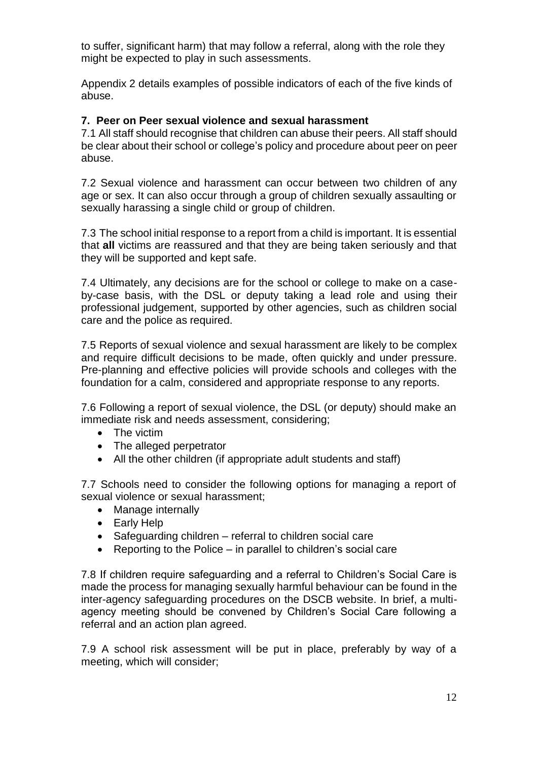to suffer, significant harm) that may follow a referral, along with the role they might be expected to play in such assessments.

Appendix 2 details examples of possible indicators of each of the five kinds of abuse.

## 7. Peer on Peer sexual violence and sexual harassment

7.1 All staff should recognise that children can abuse their peers. All staff should be clear about their school or college's policy and procedure about peer on peer abuse.

7.2 Sexual violence and harassment can occur between two children of any age or sex. It can also occur through a group of children sexually assaulting or sexually harassing a single child or group of children.

7.3 The school initial response to a report from a child is important. It is essential that **all** victims are reassured and that they are being taken seriously and that they will be supported and kept safe.

7.4 Ultimately, any decisions are for the school or college to make on a case-by-case basis, with the DSL or deputy taking a lead role and using their professional judgement, supported by other agencies, such as children social care and the police as required.

7.5 Reports of sexual violence and sexual harassment are likely to be complex and require difficult decisions to be made, often quickly and under pressure. Pre-planning and effective policies will provide schools and colleges with the foundation for a calm, considered and appropriate response to any reports.

7.6 Following a report of sexual violence, the DSL (or deputy) should make an immediate risk and needs assessment, considering;

- The victim
- The alleged perpetrator
- All the other children (if appropriate adult students and staff)

7.7 Schools need to consider the following options for managing a report of sexual violence or sexual harassment;

- Manage internally
- Early Help
- Safeguarding children – referral to children social care
- Reporting to the Police – in parallel to children's social care

7.8 If children require safeguarding and a referral to Children's Social Care is made the process for managing sexually harmful behaviour can be found in the inter-agency safeguarding procedures on the DSCB website. In brief, a multi-agency meeting should be convened by Children's Social Care following a referral and an action plan agreed.

7.9 A school risk assessment will be put in place, preferably by way of a meeting, which will consider;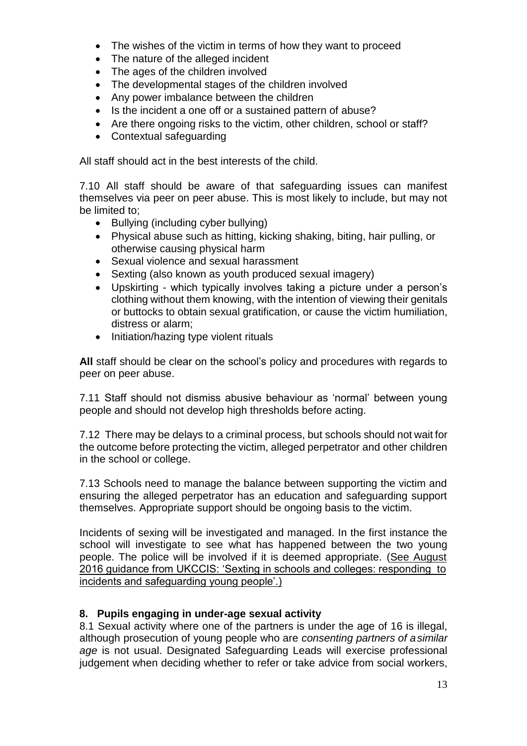- The wishes of the victim in terms of how they want to proceed
- The nature of the alleged incident
- The ages of the children involved
- The developmental stages of the children involved
- Any power imbalance between the children
- Is the incident a one off or a sustained pattern of abuse?
- Are there ongoing risks to the victim, other children, school or staff?
- Contextual safeguarding

All staff should act in the best interests of the child.

7.10 All staff should be aware of that safeguarding issues can manifest themselves via peer on peer abuse. This is most likely to include, but may not be limited to;

- Bullying (including cyber bullying)
- Physical abuse such as hitting, kicking shaking, biting, hair pulling, or otherwise causing physical harm
- Sexual violence and sexual harassment
- Sexting (also known as youth produced sexual imagery)
- Upskirting - which typically involves taking a picture under a person's clothing without them knowing, with the intention of viewing their genitals or buttocks to obtain sexual gratification, or cause the victim humiliation, distress or alarm;
- Initiation/hazing type violent rituals

**All** staff should be clear on the school's policy and procedures with regards to peer on peer abuse.

7.11 Staff should not dismiss abusive behaviour as 'normal' between young people and should not develop high thresholds before acting.

7.12 There may be delays to a criminal process, but schools should not wait for the outcome before protecting the victim, alleged perpetrator and other children in the school or college.

7.13 Schools need to manage the balance between supporting the victim and ensuring the alleged perpetrator has an education and safeguarding support themselves. Appropriate support should be ongoing basis to the victim.

Incidents of sexing will be investigated and managed. In the first instance the school will investigate to see what has happened between the two young people. The police will be involved if it is deemed appropriate. (See August 2016 guidance from UKCCIS: 'Sexting in schools and colleges: responding to incidents and safeguarding young people'.)

## 8. Pupils engaging in under-age sexual activity

8.1 Sexual activity where one of the partners is under the age of 16 is illegal, although prosecution of young people who are *consenting partners of a similar age* is not usual. Designated Safeguarding Leads will exercise professional judgement when deciding whether to refer or take advice from social workers,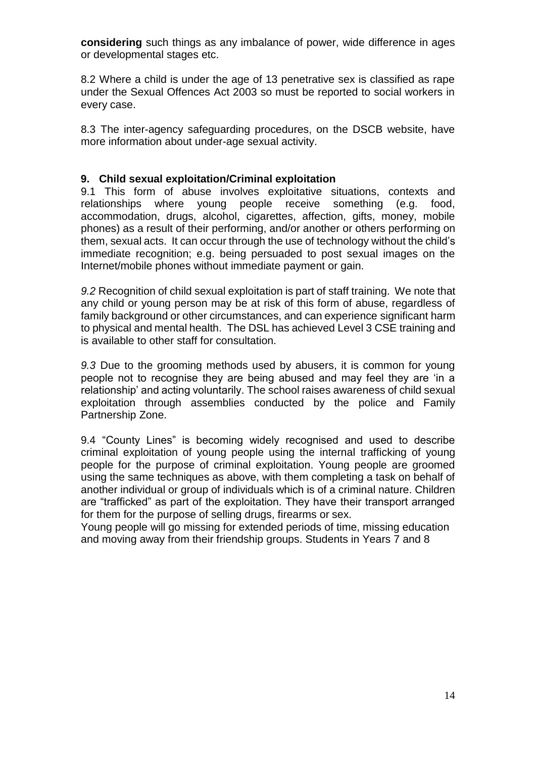**considering** such things as any imbalance of power, wide difference in ages or developmental stages etc.

8.2 Where a child is under the age of 13 penetrative sex is classified as rape under the Sexual Offences Act 2003 so must be reported to social workers in every case.

8.3 The inter-agency safeguarding procedures, on the DSCB website, have more information about under-age sexual activity.

## 9. Child sexual exploitation/Criminal exploitation

9.1 This form of abuse involves exploitative situations, contexts and relationships where young people receive something (e.g. food, accommodation, drugs, alcohol, cigarettes, affection, gifts, money, mobile phones) as a result of their performing, and/or another or others performing on them, sexual acts. It can occur through the use of technology without the child's immediate recognition; e.g. being persuaded to post sexual images on the Internet/mobile phones without immediate payment or gain.

*9.2* Recognition of child sexual exploitation is part of staff training. We note that any child or young person may be at risk of this form of abuse, regardless of family background or other circumstances, and can experience significant harm to physical and mental health. The DSL has achieved Level 3 CSE training and is available to other staff for consultation.

*9.3* Due to the grooming methods used by abusers, it is common for young people not to recognise they are being abused and may feel they are 'in a relationship' and acting voluntarily. The school raises awareness of child sexual exploitation through assemblies conducted by the police and Family Partnership Zone.

9.4 "County Lines" is becoming widely recognised and used to describe criminal exploitation of young people using the internal trafficking of young people for the purpose of criminal exploitation. Young people are groomed using the same techniques as above, with them completing a task on behalf of another individual or group of individuals which is of a criminal nature. Children are "trafficked" as part of the exploitation. They have their transport arranged for them for the purpose of selling drugs, firearms or sex.
Young people will go missing for extended periods of time, missing education and moving away from their friendship groups. Students in Years 7 and 8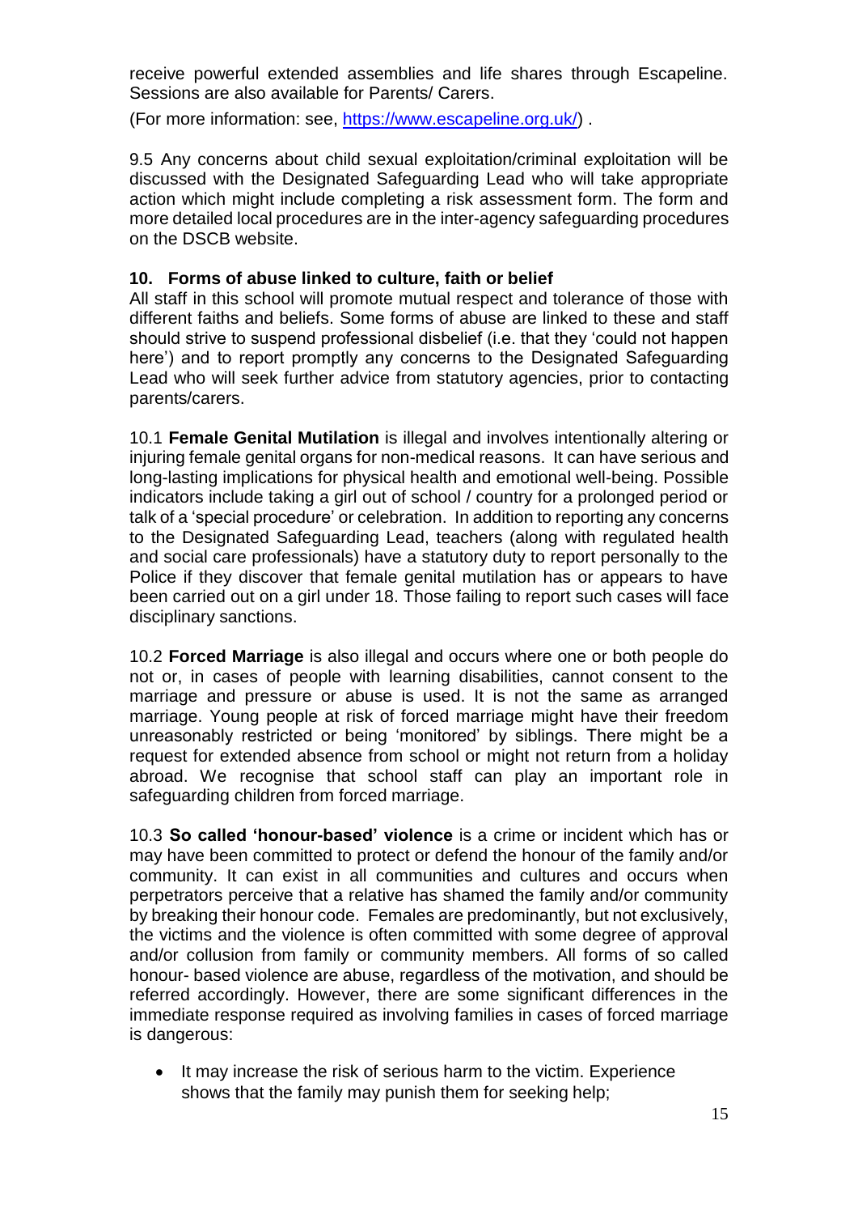receive powerful extended assemblies and life shares through Escapeline. Sessions are also available for Parents/ Carers.

(For more information: see, [https://www.escapeline.org.uk/](https://www.escapeline.org.uk/)) .

9.5 Any concerns about child sexual exploitation/criminal exploitation will be discussed with the Designated Safeguarding Lead who will take appropriate action which might include completing a risk assessment form. The form and more detailed local procedures are in the inter-agency safeguarding procedures on the DSCB website.

## 10. Forms of abuse linked to culture, faith or belief

All staff in this school will promote mutual respect and tolerance of those with different faiths and beliefs. Some forms of abuse are linked to these and staff should strive to suspend professional disbelief (i.e. that they 'could not happen here') and to report promptly any concerns to the Designated Safeguarding Lead who will seek further advice from statutory agencies, prior to contacting parents/carers.

10.1 **Female Genital Mutilation** is illegal and involves intentionally altering or injuring female genital organs for non-medical reasons. It can have serious and long-lasting implications for physical health and emotional well-being. Possible indicators include taking a girl out of school / country for a prolonged period or talk of a 'special procedure' or celebration. In addition to reporting any concerns to the Designated Safeguarding Lead, teachers (along with regulated health and social care professionals) have a statutory duty to report personally to the Police if they discover that female genital mutilation has or appears to have been carried out on a girl under 18. Those failing to report such cases will face disciplinary sanctions.

10.2 **Forced Marriage** is also illegal and occurs where one or both people do not or, in cases of people with learning disabilities, cannot consent to the marriage and pressure or abuse is used. It is not the same as arranged marriage. Young people at risk of forced marriage might have their freedom unreasonably restricted or being 'monitored' by siblings. There might be a request for extended absence from school or might not return from a holiday abroad. We recognise that school staff can play an important role in safeguarding children from forced marriage.

10.3 **So called 'honour-based' violence** is a crime or incident which has or may have been committed to protect or defend the honour of the family and/or community. It can exist in all communities and cultures and occurs when perpetrators perceive that a relative has shamed the family and/or community by breaking their honour code. Females are predominantly, but not exclusively, the victims and the violence is often committed with some degree of approval and/or collusion from family or community members. All forms of so called honour- based violence are abuse, regardless of the motivation, and should be referred accordingly. However, there are some significant differences in the immediate response required as involving families in cases of forced marriage is dangerous:

- It may increase the risk of serious harm to the victim. Experience shows that the family may punish them for seeking help;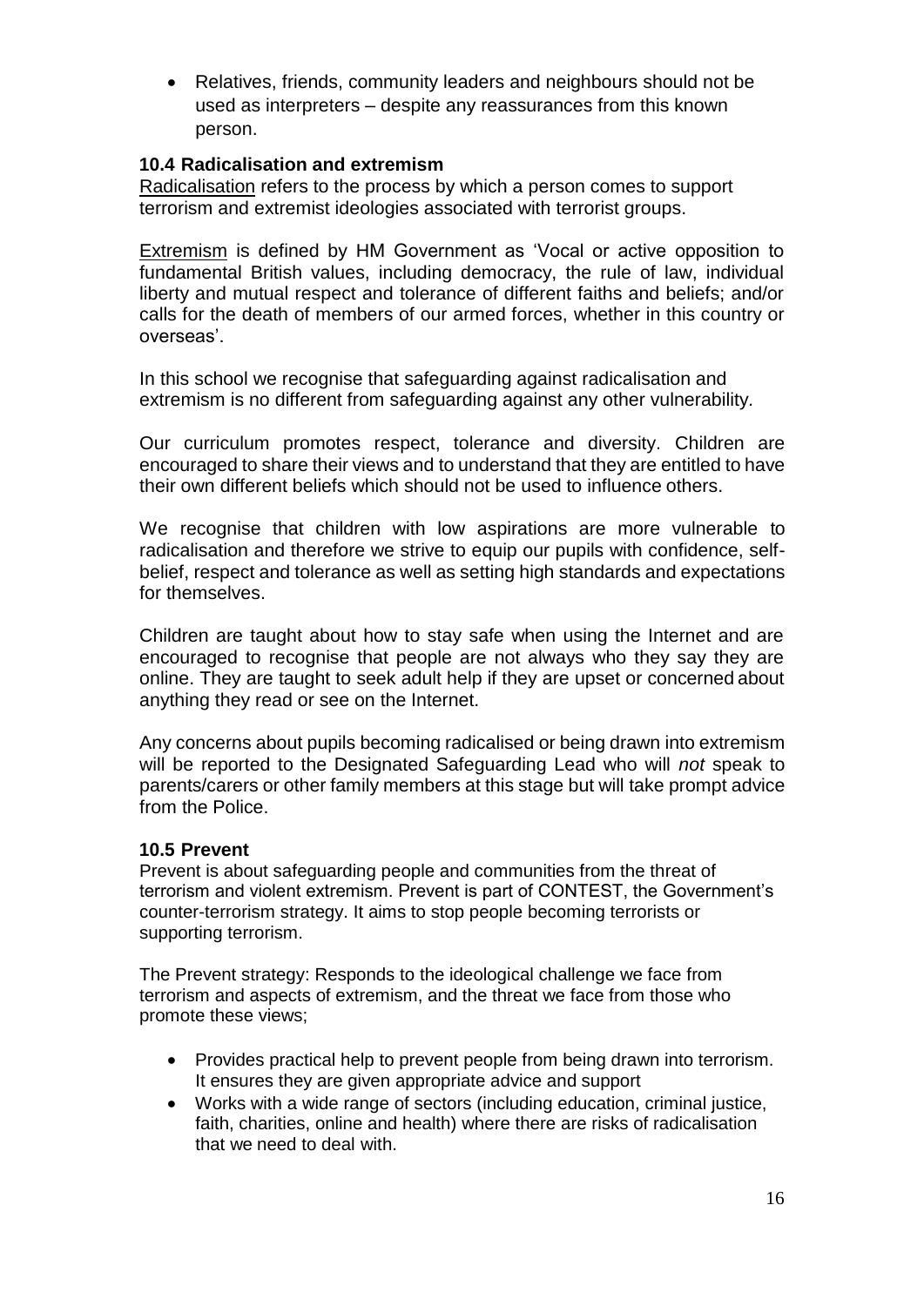- Relatives, friends, community leaders and neighbours should not be used as interpreters – despite any reassurances from this known person.

### 10.4 Radicalisation and extremism

Radicalisation refers to the process by which a person comes to support terrorism and extremist ideologies associated with terrorist groups.

Extremism is defined by HM Government as 'Vocal or active opposition to fundamental British values, including democracy, the rule of law, individual liberty and mutual respect and tolerance of different faiths and beliefs; and/or calls for the death of members of our armed forces, whether in this country or overseas'.

In this school we recognise that safeguarding against radicalisation and extremism is no different from safeguarding against any other vulnerability.

Our curriculum promotes respect, tolerance and diversity. Children are encouraged to share their views and to understand that they are entitled to have their own different beliefs which should not be used to influence others.

We recognise that children with low aspirations are more vulnerable to radicalisation and therefore we strive to equip our pupils with confidence, self-belief, respect and tolerance as well as setting high standards and expectations for themselves.

Children are taught about how to stay safe when using the Internet and are encouraged to recognise that people are not always who they say they are online. They are taught to seek adult help if they are upset or concerned about anything they read or see on the Internet.

Any concerns about pupils becoming radicalised or being drawn into extremism will be reported to the Designated Safeguarding Lead who will *not* speak to parents/carers or other family members at this stage but will take prompt advice from the Police.

### 10.5 Prevent

Prevent is about safeguarding people and communities from the threat of terrorism and violent extremism. Prevent is part of CONTEST, the Government's counter-terrorism strategy. It aims to stop people becoming terrorists or supporting terrorism.

The Prevent strategy: Responds to the ideological challenge we face from terrorism and aspects of extremism, and the threat we face from those who promote these views;

- Provides practical help to prevent people from being drawn into terrorism. It ensures they are given appropriate advice and support
- Works with a wide range of sectors (including education, criminal justice, faith, charities, online and health) where there are risks of radicalisation that we need to deal with.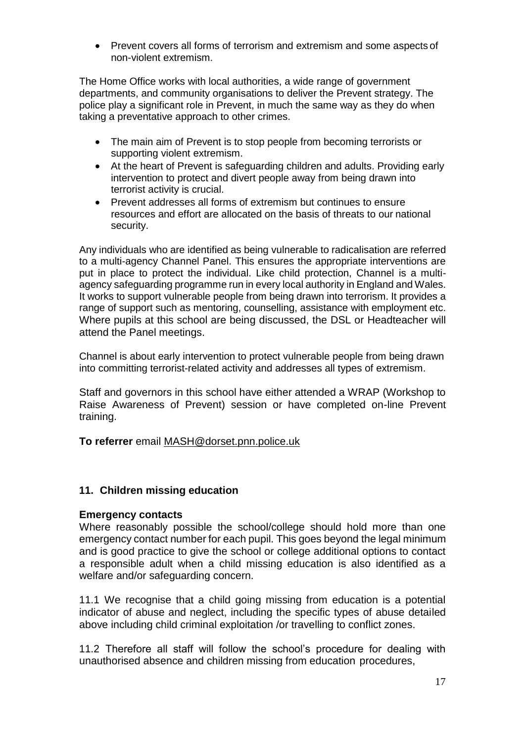- Prevent covers all forms of terrorism and extremism and some aspects of non-violent extremism.

The Home Office works with local authorities, a wide range of government departments, and community organisations to deliver the Prevent strategy. The police play a significant role in Prevent, in much the same way as they do when taking a preventative approach to other crimes.

- The main aim of Prevent is to stop people from becoming terrorists or supporting violent extremism.
- At the heart of Prevent is safeguarding children and adults. Providing early intervention to protect and divert people away from being drawn into terrorist activity is crucial.
- Prevent addresses all forms of extremism but continues to ensure resources and effort are allocated on the basis of threats to our national security.

Any individuals who are identified as being vulnerable to radicalisation are referred to a multi-agency Channel Panel. This ensures the appropriate interventions are put in place to protect the individual. Like child protection, Channel is a multi-agency safeguarding programme run in every local authority in England and Wales. It works to support vulnerable people from being drawn into terrorism. It provides a range of support such as mentoring, counselling, assistance with employment etc. Where pupils at this school are being discussed, the DSL or Headteacher will attend the Panel meetings.

Channel is about early intervention to protect vulnerable people from being drawn into committing terrorist-related activity and addresses all types of extremism.

Staff and governors in this school have either attended a WRAP (Workshop to Raise Awareness of Prevent) session or have completed on-line Prevent training.

**To referrer** email MASH@dorset.pnn.police.uk

## 11. Children missing education

**Emergency contacts**

Where reasonably possible the school/college should hold more than one emergency contact number for each pupil. This goes beyond the legal minimum and is good practice to give the school or college additional options to contact a responsible adult when a child missing education is also identified as a welfare and/or safeguarding concern.

11.1 We recognise that a child going missing from education is a potential indicator of abuse and neglect, including the specific types of abuse detailed above including child criminal exploitation /or travelling to conflict zones.

11.2 Therefore all staff will follow the school's procedure for dealing with unauthorised absence and children missing from education procedures,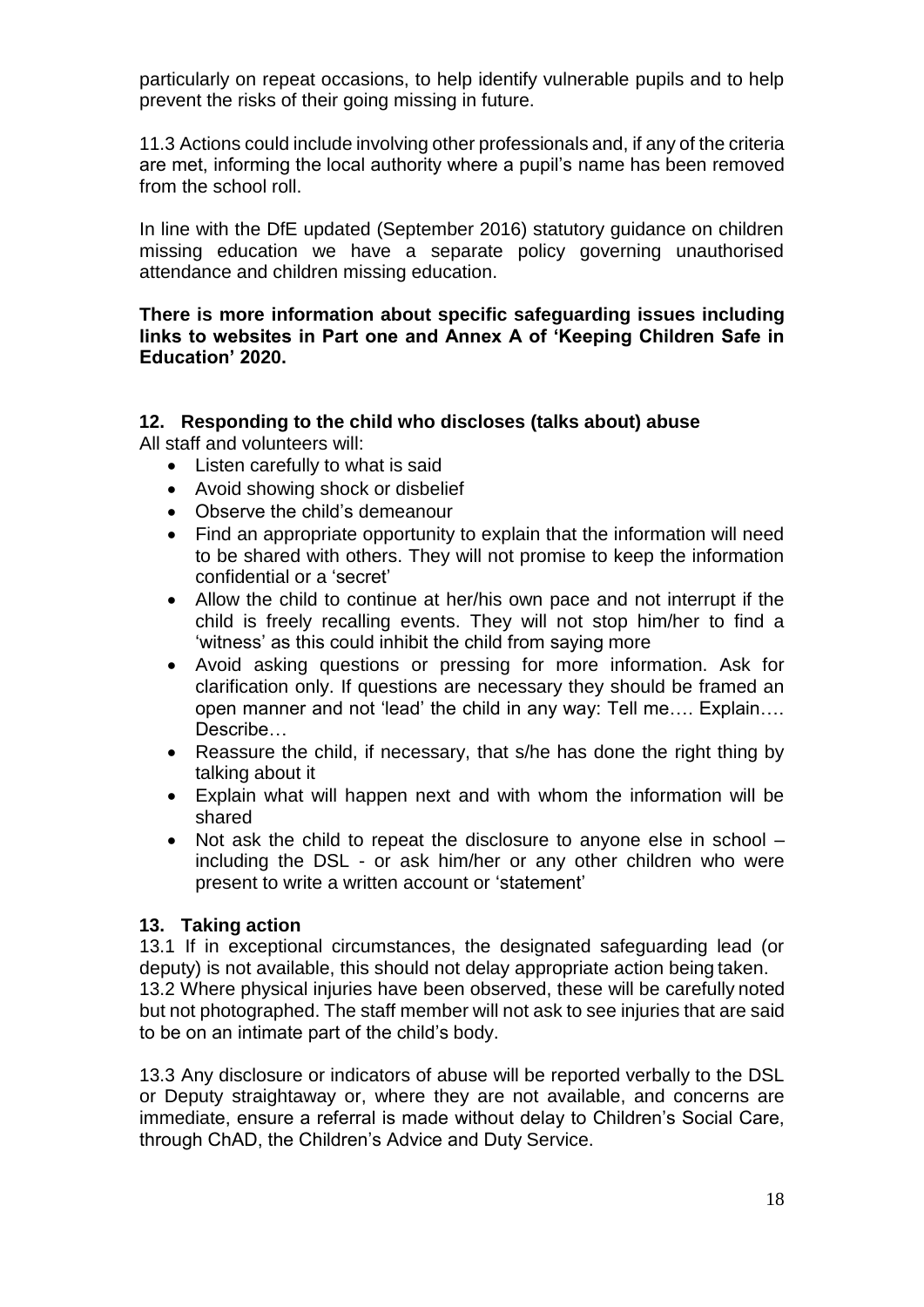particularly on repeat occasions, to help identify vulnerable pupils and to help prevent the risks of their going missing in future.

11.3 Actions could include involving other professionals and, if any of the criteria are met, informing the local authority where a pupil's name has been removed from the school roll.

In line with the DfE updated (September 2016) statutory guidance on children missing education we have a separate policy governing unauthorised attendance and children missing education.

**There is more information about specific safeguarding issues including links to websites in Part one and Annex A of 'Keeping Children Safe in Education' 2020.**

## 12. Responding to the child who discloses (talks about) abuse

All staff and volunteers will:

- Listen carefully to what is said
- Avoid showing shock or disbelief
- Observe the child's demeanour
- Find an appropriate opportunity to explain that the information will need to be shared with others. They will not promise to keep the information confidential or a 'secret'
- Allow the child to continue at her/his own pace and not interrupt if the child is freely recalling events. They will not stop him/her to find a 'witness' as this could inhibit the child from saying more
- Avoid asking questions or pressing for more information. Ask for clarification only. If questions are necessary they should be framed an open manner and not 'lead' the child in any way: Tell me…. Explain…. Describe…
- Reassure the child, if necessary, that s/he has done the right thing by talking about it
- Explain what will happen next and with whom the information will be shared
- Not ask the child to repeat the disclosure to anyone else in school – including the DSL - or ask him/her or any other children who were present to write a written account or 'statement'

## 13. Taking action

13.1 If in exceptional circumstances, the designated safeguarding lead (or deputy) is not available, this should not delay appropriate action being taken.
13.2 Where physical injuries have been observed, these will be carefully noted but not photographed. The staff member will not ask to see injuries that are said to be on an intimate part of the child's body.

13.3 Any disclosure or indicators of abuse will be reported verbally to the DSL or Deputy straightaway or, where they are not available, and concerns are immediate, ensure a referral is made without delay to Children's Social Care, through ChAD, the Children's Advice and Duty Service.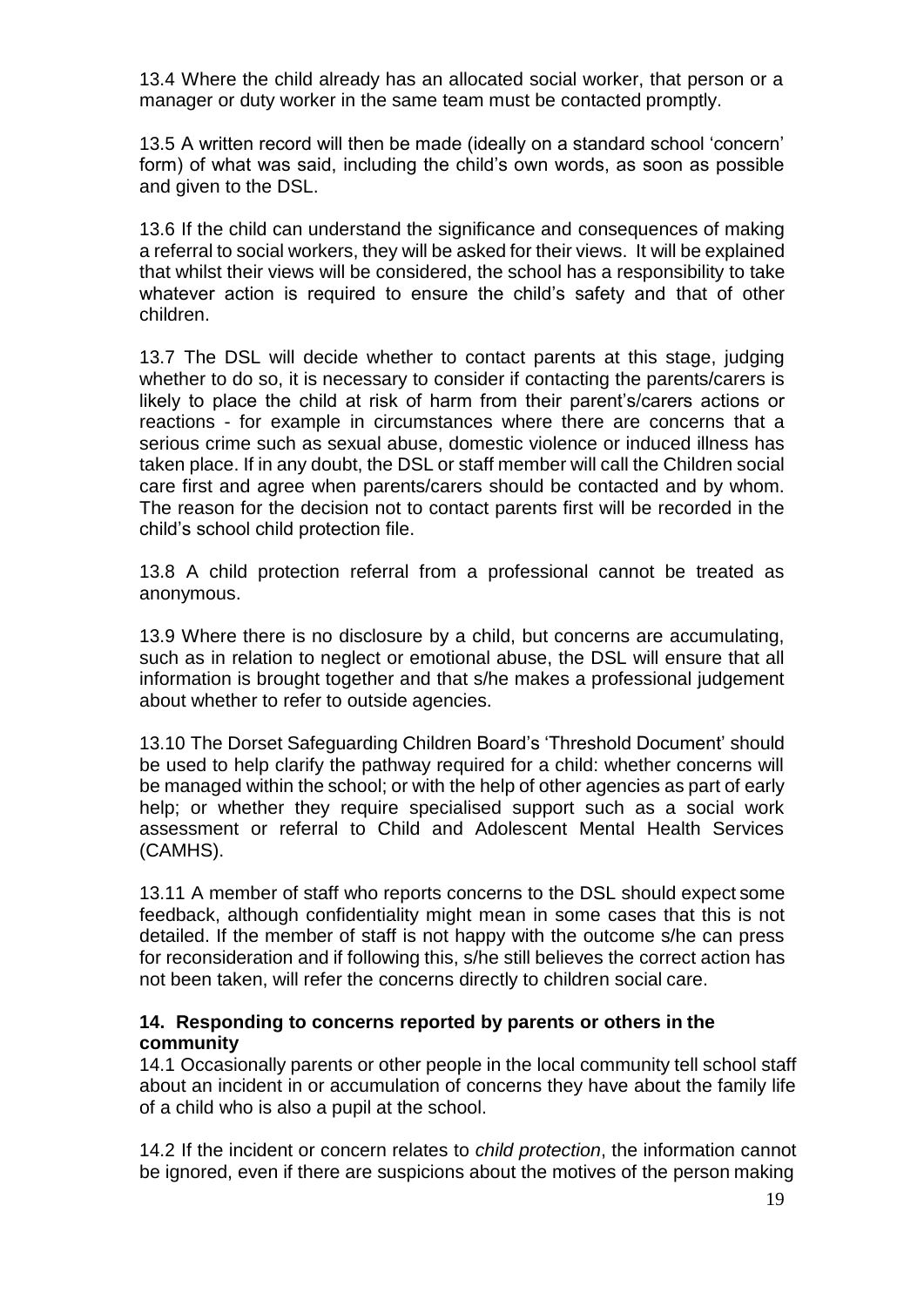13.4 Where the child already has an allocated social worker, that person or a manager or duty worker in the same team must be contacted promptly.

13.5 A written record will then be made (ideally on a standard school 'concern' form) of what was said, including the child's own words, as soon as possible and given to the DSL.

13.6 If the child can understand the significance and consequences of making a referral to social workers, they will be asked for their views. It will be explained that whilst their views will be considered, the school has a responsibility to take whatever action is required to ensure the child's safety and that of other children.

13.7 The DSL will decide whether to contact parents at this stage, judging whether to do so, it is necessary to consider if contacting the parents/carers is likely to place the child at risk of harm from their parent's/carers actions or reactions - for example in circumstances where there are concerns that a serious crime such as sexual abuse, domestic violence or induced illness has taken place. If in any doubt, the DSL or staff member will call the Children social care first and agree when parents/carers should be contacted and by whom. The reason for the decision not to contact parents first will be recorded in the child's school child protection file.

13.8 A child protection referral from a professional cannot be treated as anonymous.

13.9 Where there is no disclosure by a child, but concerns are accumulating, such as in relation to neglect or emotional abuse, the DSL will ensure that all information is brought together and that s/he makes a professional judgement about whether to refer to outside agencies.

13.10 The Dorset Safeguarding Children Board's 'Threshold Document' should be used to help clarify the pathway required for a child: whether concerns will be managed within the school; or with the help of other agencies as part of early help; or whether they require specialised support such as a social work assessment or referral to Child and Adolescent Mental Health Services (CAMHS).

13.11 A member of staff who reports concerns to the DSL should expect some feedback, although confidentiality might mean in some cases that this is not detailed. If the member of staff is not happy with the outcome s/he can press for reconsideration and if following this, s/he still believes the correct action has not been taken, will refer the concerns directly to children social care.

## 14. Responding to concerns reported by parents or others in the community

14.1 Occasionally parents or other people in the local community tell school staff about an incident in or accumulation of concerns they have about the family life of a child who is also a pupil at the school.

14.2 If the incident or concern relates to *child protection*, the information cannot be ignored, even if there are suspicions about the motives of the person making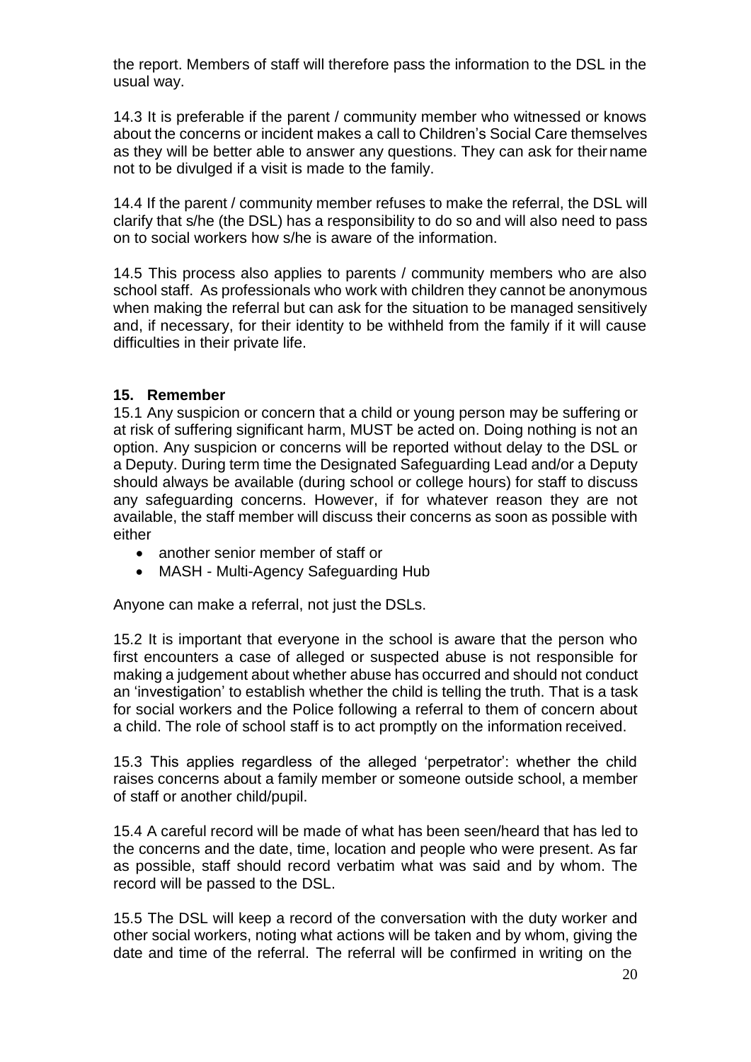the report. Members of staff will therefore pass the information to the DSL in the usual way.

14.3 It is preferable if the parent / community member who witnessed or knows about the concerns or incident makes a call to Children's Social Care themselves as they will be better able to answer any questions. They can ask for their name not to be divulged if a visit is made to the family.

14.4 If the parent / community member refuses to make the referral, the DSL will clarify that s/he (the DSL) has a responsibility to do so and will also need to pass on to social workers how s/he is aware of the information.

14.5 This process also applies to parents / community members who are also school staff. As professionals who work with children they cannot be anonymous when making the referral but can ask for the situation to be managed sensitively and, if necessary, for their identity to be withheld from the family if it will cause difficulties in their private life.

## 15. Remember

15.1 Any suspicion or concern that a child or young person may be suffering or at risk of suffering significant harm, MUST be acted on. Doing nothing is not an option. Any suspicion or concerns will be reported without delay to the DSL or a Deputy. During term time the Designated Safeguarding Lead and/or a Deputy should always be available (during school or college hours) for staff to discuss any safeguarding concerns. However, if for whatever reason they are not available, the staff member will discuss their concerns as soon as possible with either

- another senior member of staff or
- MASH - Multi-Agency Safeguarding Hub

Anyone can make a referral, not just the DSLs.

15.2 It is important that everyone in the school is aware that the person who first encounters a case of alleged or suspected abuse is not responsible for making a judgement about whether abuse has occurred and should not conduct an 'investigation' to establish whether the child is telling the truth. That is a task for social workers and the Police following a referral to them of concern about a child. The role of school staff is to act promptly on the information received.

15.3 This applies regardless of the alleged 'perpetrator': whether the child raises concerns about a family member or someone outside school, a member of staff or another child/pupil.

15.4 A careful record will be made of what has been seen/heard that has led to the concerns and the date, time, location and people who were present. As far as possible, staff should record verbatim what was said and by whom. The record will be passed to the DSL.

15.5 The DSL will keep a record of the conversation with the duty worker and other social workers, noting what actions will be taken and by whom, giving the date and time of the referral. The referral will be confirmed in writing on the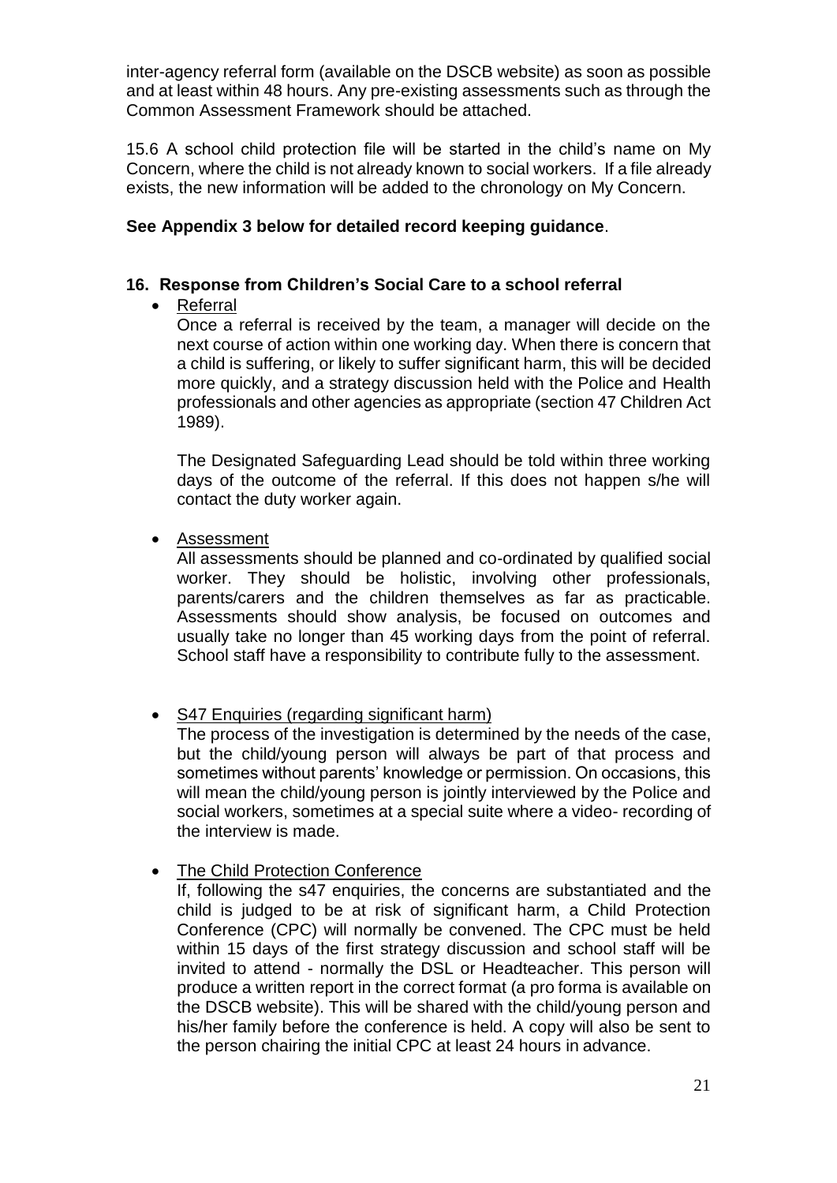inter-agency referral form (available on the DSCB website) as soon as possible and at least within 48 hours. Any pre-existing assessments such as through the Common Assessment Framework should be attached.

15.6 A school child protection file will be started in the child's name on My Concern, where the child is not already known to social workers. If a file already exists, the new information will be added to the chronology on My Concern.

**See Appendix 3 below for detailed record keeping guidance**.

## 16. Response from Children's Social Care to a school referral

- Referral

  Once a referral is received by the team, a manager will decide on the next course of action within one working day. When there is concern that a child is suffering, or likely to suffer significant harm, this will be decided more quickly, and a strategy discussion held with the Police and Health professionals and other agencies as appropriate (section 47 Children Act 1989).

  The Designated Safeguarding Lead should be told within three working days of the outcome of the referral. If this does not happen s/he will contact the duty worker again.

- Assessment

  All assessments should be planned and co-ordinated by qualified social worker. They should be holistic, involving other professionals, parents/carers and the children themselves as far as practicable. Assessments should show analysis, be focused on outcomes and usually take no longer than 45 working days from the point of referral. School staff have a responsibility to contribute fully to the assessment.

- S47 Enquiries (regarding significant harm)

  The process of the investigation is determined by the needs of the case, but the child/young person will always be part of that process and sometimes without parents' knowledge or permission. On occasions, this will mean the child/young person is jointly interviewed by the Police and social workers, sometimes at a special suite where a video- recording of the interview is made.

- The Child Protection Conference

  If, following the s47 enquiries, the concerns are substantiated and the child is judged to be at risk of significant harm, a Child Protection Conference (CPC) will normally be convened. The CPC must be held within 15 days of the first strategy discussion and school staff will be invited to attend - normally the DSL or Headteacher. This person will produce a written report in the correct format (a pro forma is available on the DSCB website). This will be shared with the child/young person and his/her family before the conference is held. A copy will also be sent to the person chairing the initial CPC at least 24 hours in advance.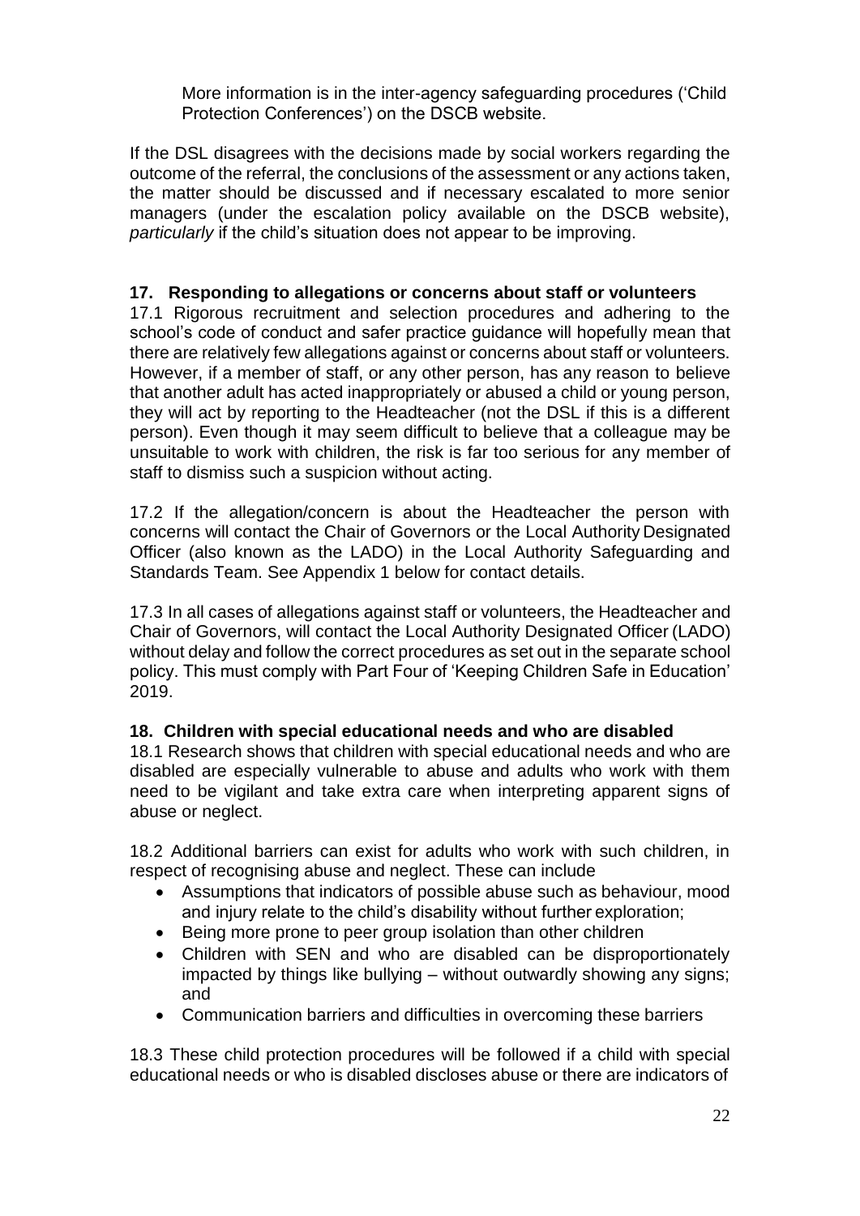More information is in the inter-agency safeguarding procedures ('Child Protection Conferences') on the DSCB website.

If the DSL disagrees with the decisions made by social workers regarding the outcome of the referral, the conclusions of the assessment or any actions taken, the matter should be discussed and if necessary escalated to more senior managers (under the escalation policy available on the DSCB website), *particularly* if the child's situation does not appear to be improving.

## 17. Responding to allegations or concerns about staff or volunteers

17.1 Rigorous recruitment and selection procedures and adhering to the school's code of conduct and safer practice guidance will hopefully mean that there are relatively few allegations against or concerns about staff or volunteers. However, if a member of staff, or any other person, has any reason to believe that another adult has acted inappropriately or abused a child or young person, they will act by reporting to the Headteacher (not the DSL if this is a different person). Even though it may seem difficult to believe that a colleague may be unsuitable to work with children, the risk is far too serious for any member of staff to dismiss such a suspicion without acting.

17.2 If the allegation/concern is about the Headteacher the person with concerns will contact the Chair of Governors or the Local Authority Designated Officer (also known as the LADO) in the Local Authority Safeguarding and Standards Team. See Appendix 1 below for contact details.

17.3 In all cases of allegations against staff or volunteers, the Headteacher and Chair of Governors, will contact the Local Authority Designated Officer (LADO) without delay and follow the correct procedures as set out in the separate school policy. This must comply with Part Four of 'Keeping Children Safe in Education' 2019.

## 18. Children with special educational needs and who are disabled

18.1 Research shows that children with special educational needs and who are disabled are especially vulnerable to abuse and adults who work with them need to be vigilant and take extra care when interpreting apparent signs of abuse or neglect.

18.2 Additional barriers can exist for adults who work with such children, in respect of recognising abuse and neglect. These can include

- Assumptions that indicators of possible abuse such as behaviour, mood and injury relate to the child's disability without further exploration;
- Being more prone to peer group isolation than other children
- Children with SEN and who are disabled can be disproportionately impacted by things like bullying – without outwardly showing any signs; and
- Communication barriers and difficulties in overcoming these barriers

18.3 These child protection procedures will be followed if a child with special educational needs or who is disabled discloses abuse or there are indicators of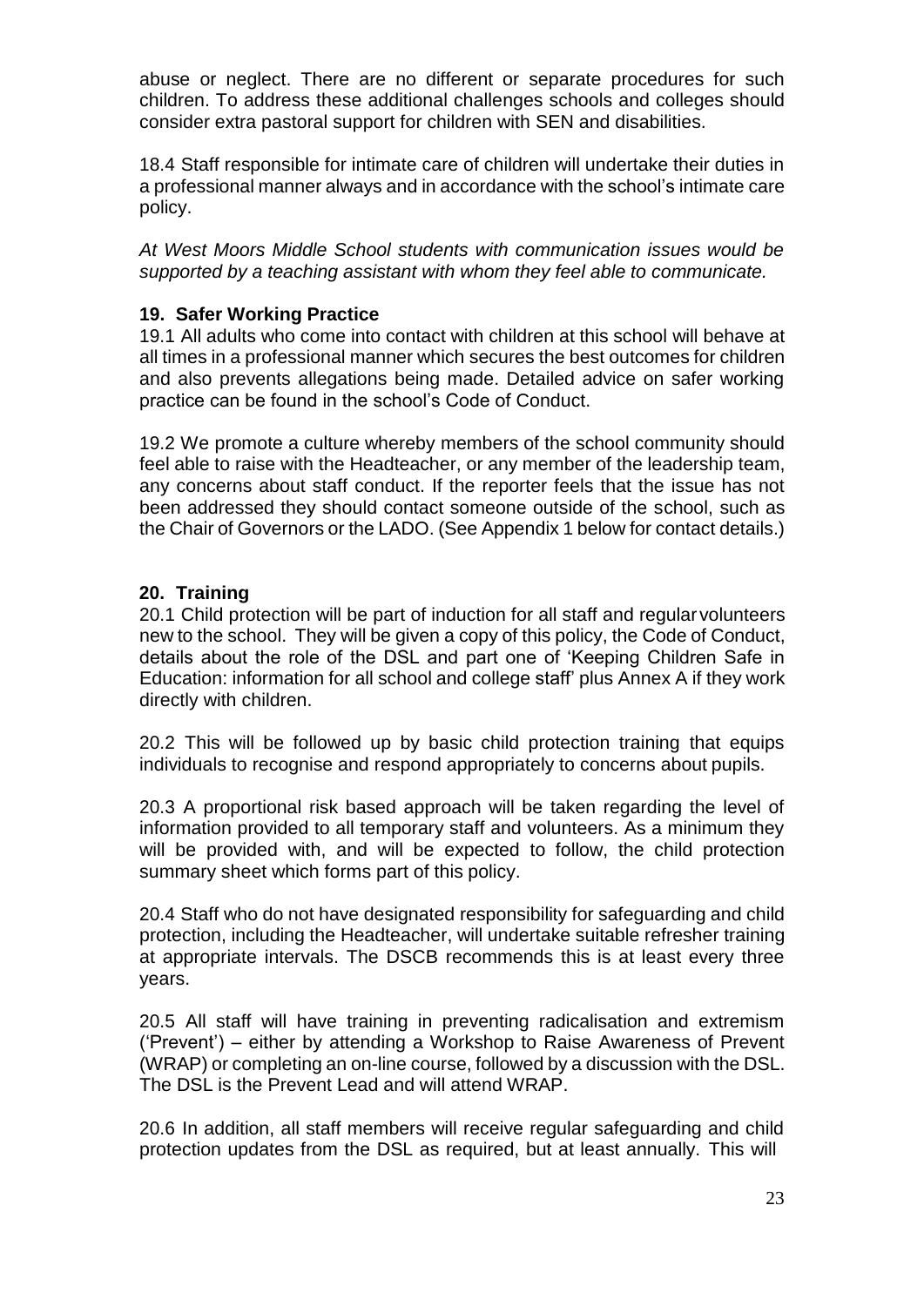abuse or neglect. There are no different or separate procedures for such children. To address these additional challenges schools and colleges should consider extra pastoral support for children with SEN and disabilities.

18.4 Staff responsible for intimate care of children will undertake their duties in a professional manner always and in accordance with the school's intimate care policy.

*At West Moors Middle School students with communication issues would be supported by a teaching assistant with whom they feel able to communicate.*

### 19. Safer Working Practice

19.1 All adults who come into contact with children at this school will behave at all times in a professional manner which secures the best outcomes for children and also prevents allegations being made. Detailed advice on safer working practice can be found in the school's Code of Conduct.

19.2 We promote a culture whereby members of the school community should feel able to raise with the Headteacher, or any member of the leadership team, any concerns about staff conduct. If the reporter feels that the issue has not been addressed they should contact someone outside of the school, such as the Chair of Governors or the LADO. (See Appendix 1 below for contact details.)

### 20. Training

20.1 Child protection will be part of induction for all staff and regular volunteers new to the school. They will be given a copy of this policy, the Code of Conduct, details about the role of the DSL and part one of 'Keeping Children Safe in Education: information for all school and college staff' plus Annex A if they work directly with children.

20.2 This will be followed up by basic child protection training that equips individuals to recognise and respond appropriately to concerns about pupils.

20.3 A proportional risk based approach will be taken regarding the level of information provided to all temporary staff and volunteers. As a minimum they will be provided with, and will be expected to follow, the child protection summary sheet which forms part of this policy.

20.4 Staff who do not have designated responsibility for safeguarding and child protection, including the Headteacher, will undertake suitable refresher training at appropriate intervals. The DSCB recommends this is at least every three years.

20.5 All staff will have training in preventing radicalisation and extremism ('Prevent') – either by attending a Workshop to Raise Awareness of Prevent (WRAP) or completing an on-line course, followed by a discussion with the DSL. The DSL is the Prevent Lead and will attend WRAP.

20.6 In addition, all staff members will receive regular safeguarding and child protection updates from the DSL as required, but at least annually. This will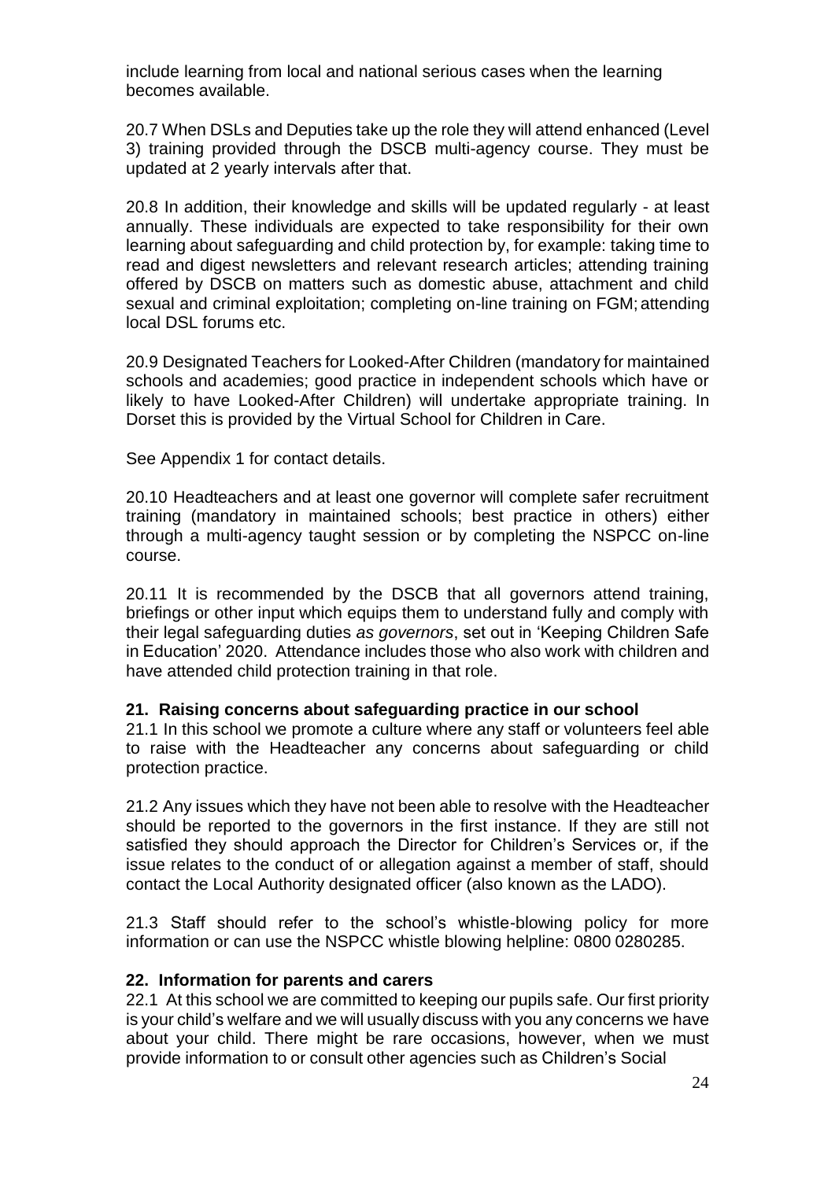include learning from local and national serious cases when the learning becomes available.

20.7 When DSLs and Deputies take up the role they will attend enhanced (Level 3) training provided through the DSCB multi-agency course. They must be updated at 2 yearly intervals after that.

20.8 In addition, their knowledge and skills will be updated regularly - at least annually. These individuals are expected to take responsibility for their own learning about safeguarding and child protection by, for example: taking time to read and digest newsletters and relevant research articles; attending training offered by DSCB on matters such as domestic abuse, attachment and child sexual and criminal exploitation; completing on-line training on FGM; attending local DSL forums etc.

20.9 Designated Teachers for Looked-After Children (mandatory for maintained schools and academies; good practice in independent schools which have or likely to have Looked-After Children) will undertake appropriate training. In Dorset this is provided by the Virtual School for Children in Care.

See Appendix 1 for contact details.

20.10 Headteachers and at least one governor will complete safer recruitment training (mandatory in maintained schools; best practice in others) either through a multi-agency taught session or by completing the NSPCC on-line course.

20.11 It is recommended by the DSCB that all governors attend training, briefings or other input which equips them to understand fully and comply with their legal safeguarding duties *as governors*, set out in 'Keeping Children Safe in Education' 2020. Attendance includes those who also work with children and have attended child protection training in that role.

## 21. Raising concerns about safeguarding practice in our school

21.1 In this school we promote a culture where any staff or volunteers feel able to raise with the Headteacher any concerns about safeguarding or child protection practice.

21.2 Any issues which they have not been able to resolve with the Headteacher should be reported to the governors in the first instance. If they are still not satisfied they should approach the Director for Children's Services or, if the issue relates to the conduct of or allegation against a member of staff, should contact the Local Authority designated officer (also known as the LADO).

21.3 Staff should refer to the school's whistle-blowing policy for more information or can use the NSPCC whistle blowing helpline: 0800 0280285.

## 22. Information for parents and carers

22.1 At this school we are committed to keeping our pupils safe. Our first priority is your child's welfare and we will usually discuss with you any concerns we have about your child. There might be rare occasions, however, when we must provide information to or consult other agencies such as Children's Social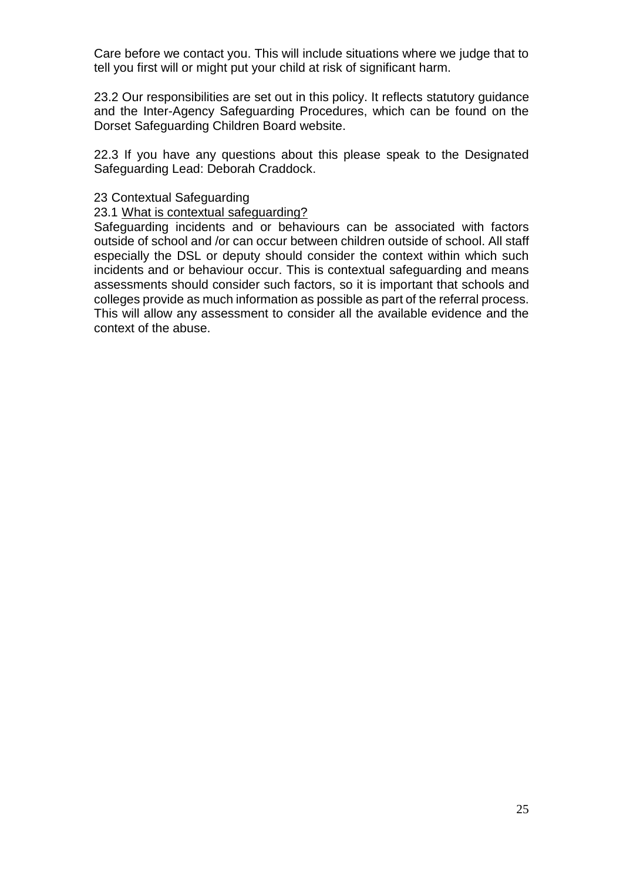Care before we contact you. This will include situations where we judge that to tell you first will or might put your child at risk of significant harm.

23.2 Our responsibilities are set out in this policy. It reflects statutory guidance and the Inter-Agency Safeguarding Procedures, which can be found on the Dorset Safeguarding Children Board website.

22.3 If you have any questions about this please speak to the Designated Safeguarding Lead: Deborah Craddock.

23 Contextual Safeguarding

23.1 <u>What is contextual safeguarding?</u>

Safeguarding incidents and or behaviours can be associated with factors outside of school and /or can occur between children outside of school. All staff especially the DSL or deputy should consider the context within which such incidents and or behaviour occur. This is contextual safeguarding and means assessments should consider such factors, so it is important that schools and colleges provide as much information as possible as part of the referral process. This will allow any assessment to consider all the available evidence and the context of the abuse.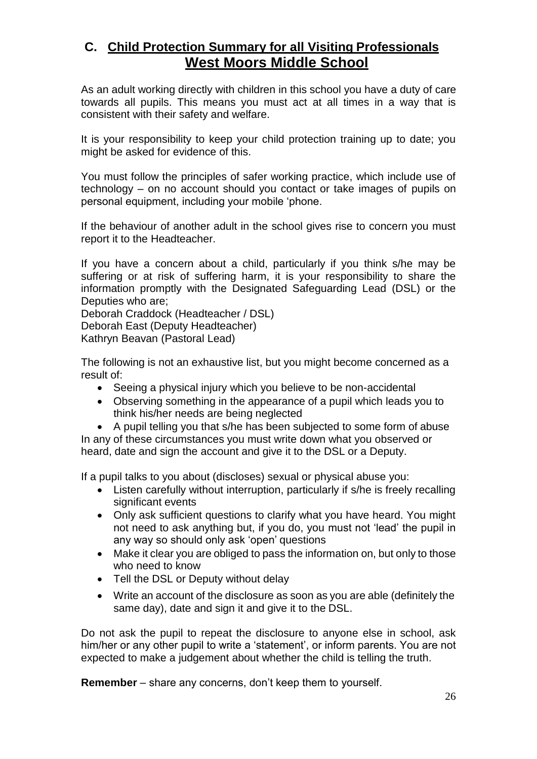## C. Child Protection Summary for all Visiting Professionals

## West Moors Middle School

As an adult working directly with children in this school you have a duty of care towards all pupils. This means you must act at all times in a way that is consistent with their safety and welfare.

It is your responsibility to keep your child protection training up to date; you might be asked for evidence of this.

You must follow the principles of safer working practice, which include use of technology – on no account should you contact or take images of pupils on personal equipment, including your mobile 'phone.

If the behaviour of another adult in the school gives rise to concern you must report it to the Headteacher.

If you have a concern about a child, particularly if you think s/he may be suffering or at risk of suffering harm, it is your responsibility to share the information promptly with the Designated Safeguarding Lead (DSL) or the Deputies who are;
Deborah Craddock (Headteacher / DSL)
Deborah East (Deputy Headteacher)
Kathryn Beavan (Pastoral Lead)

The following is not an exhaustive list, but you might become concerned as a result of:

- Seeing a physical injury which you believe to be non-accidental
- Observing something in the appearance of a pupil which leads you to think his/her needs are being neglected
- A pupil telling you that s/he has been subjected to some form of abuse

In any of these circumstances you must write down what you observed or heard, date and sign the account and give it to the DSL or a Deputy.

If a pupil talks to you about (discloses) sexual or physical abuse you:

- Listen carefully without interruption, particularly if s/he is freely recalling significant events
- Only ask sufficient questions to clarify what you have heard. You might not need to ask anything but, if you do, you must not 'lead' the pupil in any way so should only ask 'open' questions
- Make it clear you are obliged to pass the information on, but only to those who need to know
- Tell the DSL or Deputy without delay
- Write an account of the disclosure as soon as you are able (definitely the same day), date and sign it and give it to the DSL.

Do not ask the pupil to repeat the disclosure to anyone else in school, ask him/her or any other pupil to write a 'statement', or inform parents. You are not expected to make a judgement about whether the child is telling the truth.

**Remember** – share any concerns, don't keep them to yourself.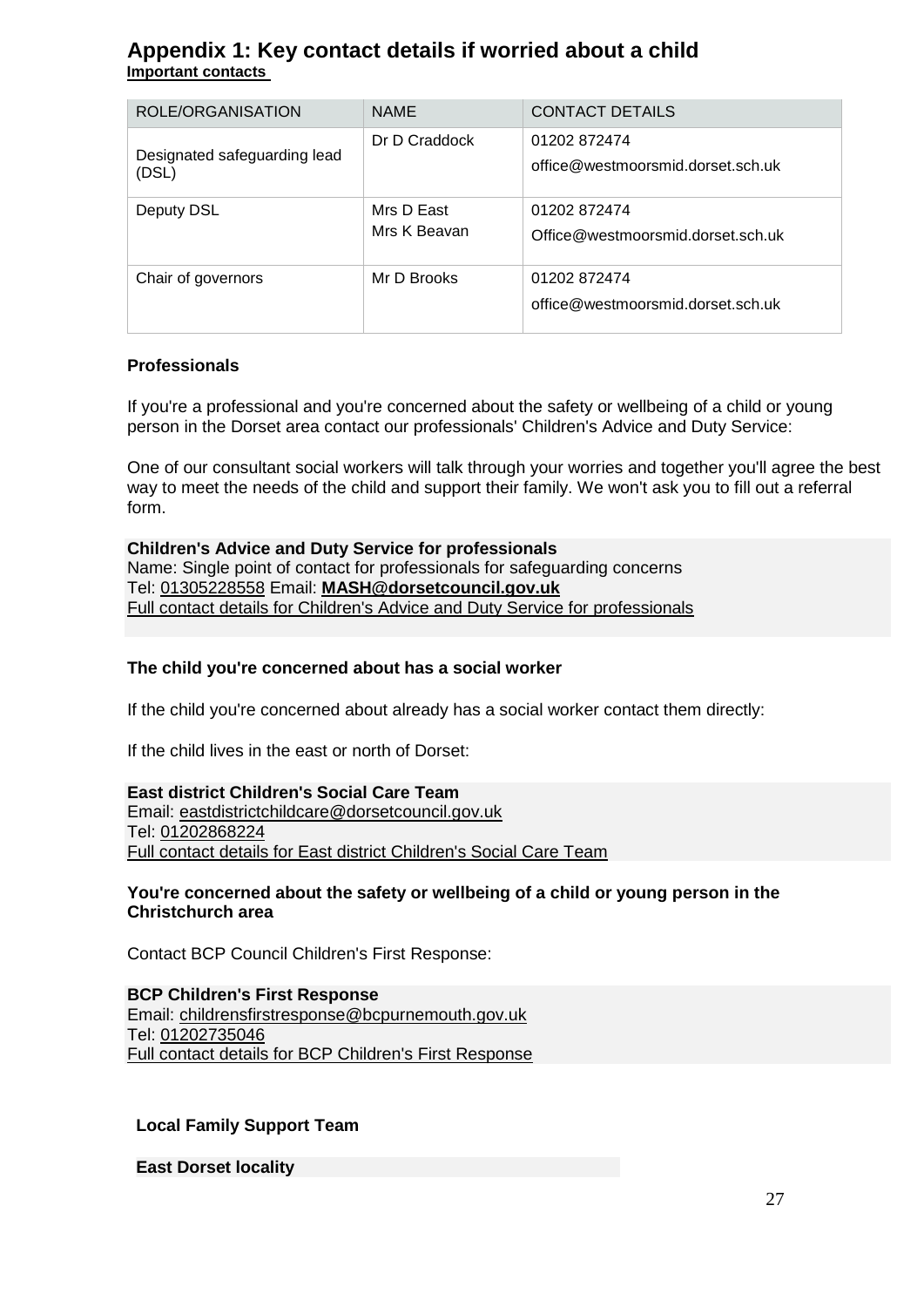# Appendix 1: Key contact details if worried about a child

**Important contacts**

| ROLE/ORGANISATION | NAME | CONTACT DETAILS |
|---|---|---|
| Designated safeguarding lead (DSL) | Dr D Craddock | 01202 872474<br>office@westmoorsmid.dorset.sch.uk |
| Deputy DSL | Mrs D East<br>Mrs K Beavan | 01202 872474<br>Office@westmoorsmid.dorset.sch.uk |
| Chair of governors | Mr D Brooks | 01202 872474<br>office@westmoorsmid.dorset.sch.uk |

### Professionals

If you're a professional and you're concerned about the safety or wellbeing of a child or young person in the Dorset area contact our professionals' Children's Advice and Duty Service:

One of our consultant social workers will talk through your worries and together you'll agree the best way to meet the needs of the child and support their family. We won't ask you to fill out a referral form.

**Children's Advice and Duty Service for professionals**
Name: Single point of contact for professionals for safeguarding concerns
Tel: 01305228558 Email: **MASH@dorsetcouncil.gov.uk**
Full contact details for Children's Advice and Duty Service for professionals

### The child you're concerned about has a social worker

If the child you're concerned about already has a social worker contact them directly:

If the child lives in the east or north of Dorset:

**East district Children's Social Care Team**
Email: eastdistrictchildcare@dorsetcouncil.gov.uk
Tel: 01202868224
Full contact details for East district Children's Social Care Team

### You're concerned about the safety or wellbeing of a child or young person in the Christchurch area

Contact BCP Council Children's First Response:

**BCP Children's First Response**
Email: childrensfirstresponse@bcpurnemouth.gov.uk
Tel: 01202735046
Full contact details for BCP Children's First Response

**Local Family Support Team**

**East Dorset locality**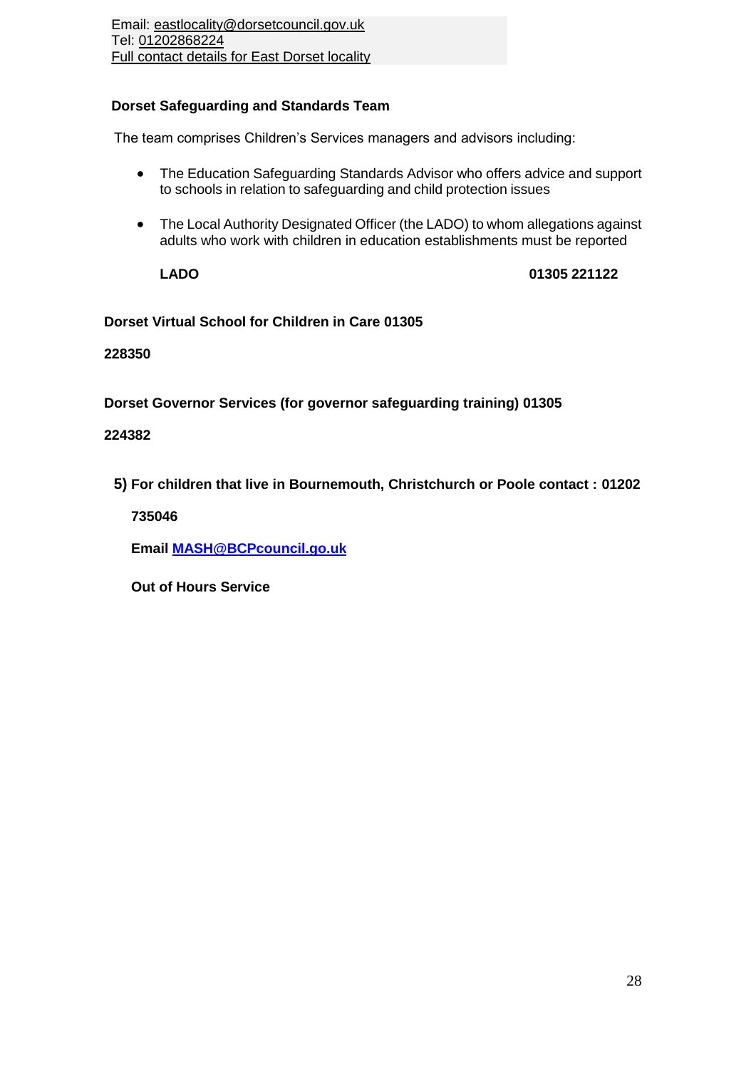Email: eastlocality@dorsetcouncil.gov.uk
Tel: 01202868224
Full contact details for East Dorset locality

**Dorset Safeguarding and Standards Team**

The team comprises Children's Services managers and advisors including:

- The Education Safeguarding Standards Advisor who offers advice and support to schools in relation to safeguarding and child protection issues
- The Local Authority Designated Officer (the LADO) to whom allegations against adults who work with children in education establishments must be reported

**LADO** **01305 221122**

**Dorset Virtual School for Children in Care 01305 228350**

**Dorset Governor Services (for governor safeguarding training) 01305 224382**

**5) For children that live in Bournemouth, Christchurch or Poole contact : 01202 735046**

**Email MASH@BCPcouncil.go.uk**

**Out of Hours Service**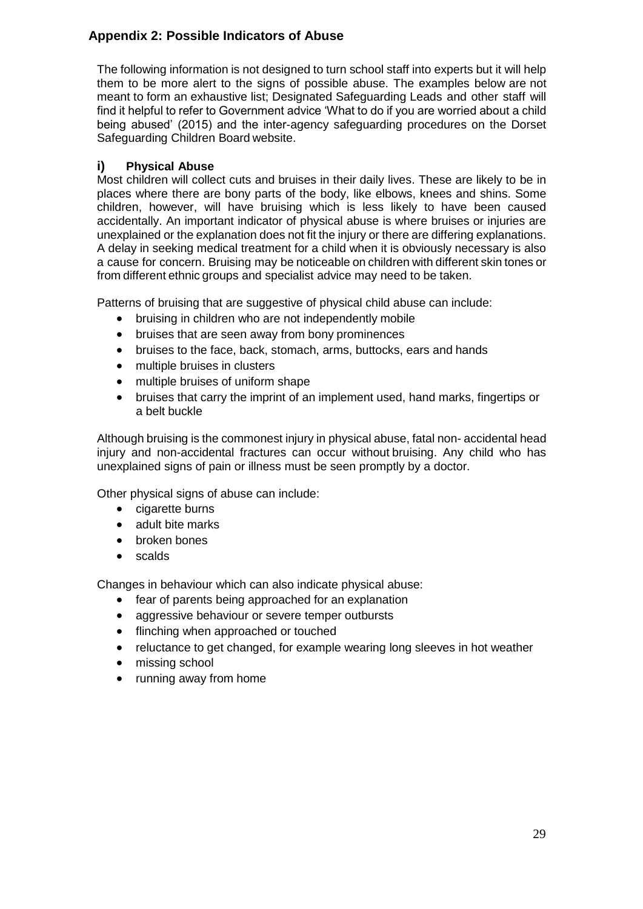## Appendix 2: Possible Indicators of Abuse

The following information is not designed to turn school staff into experts but it will help them to be more alert to the signs of possible abuse. The examples below are not meant to form an exhaustive list; Designated Safeguarding Leads and other staff will find it helpful to refer to Government advice 'What to do if you are worried about a child being abused' (2015) and the inter-agency safeguarding procedures on the Dorset Safeguarding Children Board website.

### i) Physical Abuse

Most children will collect cuts and bruises in their daily lives. These are likely to be in places where there are bony parts of the body, like elbows, knees and shins. Some children, however, will have bruising which is less likely to have been caused accidentally. An important indicator of physical abuse is where bruises or injuries are unexplained or the explanation does not fit the injury or there are differing explanations. A delay in seeking medical treatment for a child when it is obviously necessary is also a cause for concern. Bruising may be noticeable on children with different skin tones or from different ethnic groups and specialist advice may need to be taken.

Patterns of bruising that are suggestive of physical child abuse can include:

- bruising in children who are not independently mobile
- bruises that are seen away from bony prominences
- bruises to the face, back, stomach, arms, buttocks, ears and hands
- multiple bruises in clusters
- multiple bruises of uniform shape
- bruises that carry the imprint of an implement used, hand marks, fingertips or a belt buckle

Although bruising is the commonest injury in physical abuse, fatal non- accidental head injury and non-accidental fractures can occur without bruising. Any child who has unexplained signs of pain or illness must be seen promptly by a doctor.

Other physical signs of abuse can include:

- cigarette burns
- adult bite marks
- broken bones
- scalds

Changes in behaviour which can also indicate physical abuse:

- fear of parents being approached for an explanation
- aggressive behaviour or severe temper outbursts
- flinching when approached or touched
- reluctance to get changed, for example wearing long sleeves in hot weather
- missing school
- running away from home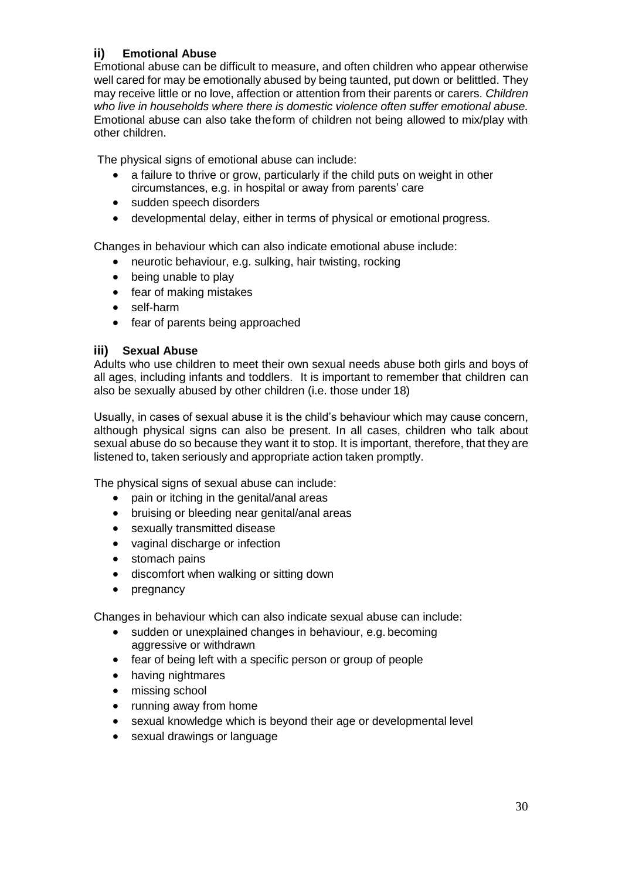### ii) Emotional Abuse

Emotional abuse can be difficult to measure, and often children who appear otherwise well cared for may be emotionally abused by being taunted, put down or belittled. They may receive little or no love, affection or attention from their parents or carers. *Children who live in households where there is domestic violence often suffer emotional abuse.* Emotional abuse can also take theform of children not being allowed to mix/play with other children.

The physical signs of emotional abuse can include:

- a failure to thrive or grow, particularly if the child puts on weight in other circumstances, e.g. in hospital or away from parents' care
- sudden speech disorders
- developmental delay, either in terms of physical or emotional progress.

Changes in behaviour which can also indicate emotional abuse include:

- neurotic behaviour, e.g. sulking, hair twisting, rocking
- being unable to play
- fear of making mistakes
- self-harm
- fear of parents being approached

### iii) Sexual Abuse

Adults who use children to meet their own sexual needs abuse both girls and boys of all ages, including infants and toddlers. It is important to remember that children can also be sexually abused by other children (i.e. those under 18)

Usually, in cases of sexual abuse it is the child's behaviour which may cause concern, although physical signs can also be present. In all cases, children who talk about sexual abuse do so because they want it to stop. It is important, therefore, that they are listened to, taken seriously and appropriate action taken promptly.

The physical signs of sexual abuse can include:

- pain or itching in the genital/anal areas
- bruising or bleeding near genital/anal areas
- sexually transmitted disease
- vaginal discharge or infection
- stomach pains
- discomfort when walking or sitting down
- pregnancy

Changes in behaviour which can also indicate sexual abuse can include:

- sudden or unexplained changes in behaviour, e.g. becoming aggressive or withdrawn
- fear of being left with a specific person or group of people
- having nightmares
- missing school
- running away from home
- sexual knowledge which is beyond their age or developmental level
- sexual drawings or language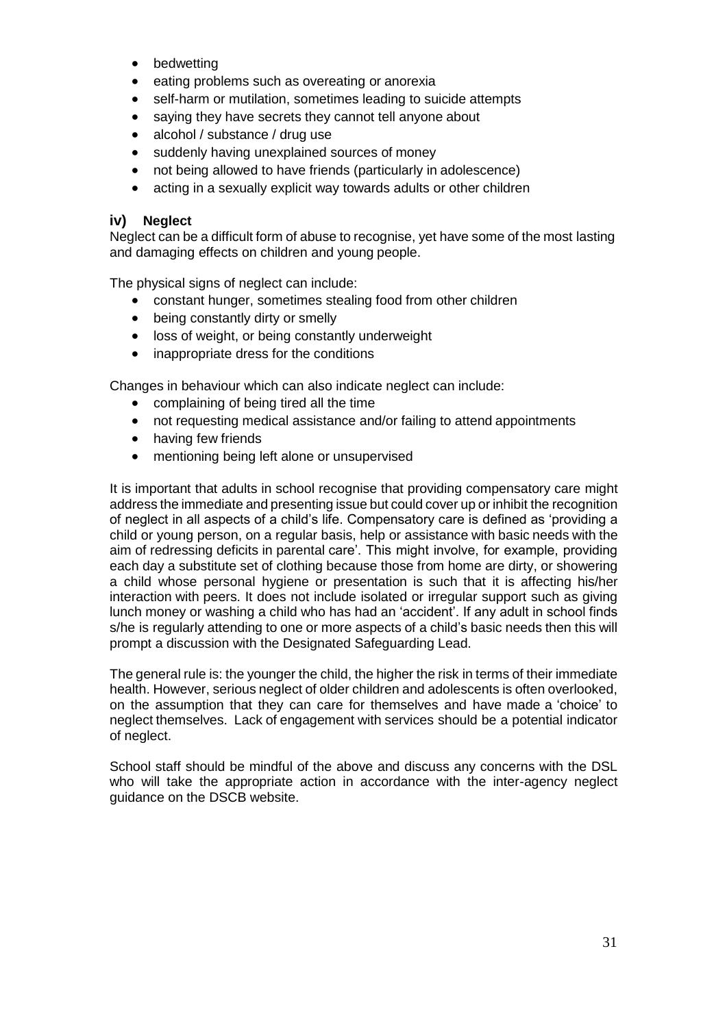- bedwetting
- eating problems such as overeating or anorexia
- self-harm or mutilation, sometimes leading to suicide attempts
- saying they have secrets they cannot tell anyone about
- alcohol / substance / drug use
- suddenly having unexplained sources of money
- not being allowed to have friends (particularly in adolescence)
- acting in a sexually explicit way towards adults or other children

### iv) Neglect

Neglect can be a difficult form of abuse to recognise, yet have some of the most lasting and damaging effects on children and young people.

The physical signs of neglect can include:

- constant hunger, sometimes stealing food from other children
- being constantly dirty or smelly
- loss of weight, or being constantly underweight
- inappropriate dress for the conditions

Changes in behaviour which can also indicate neglect can include:

- complaining of being tired all the time
- not requesting medical assistance and/or failing to attend appointments
- having few friends
- mentioning being left alone or unsupervised

It is important that adults in school recognise that providing compensatory care might address the immediate and presenting issue but could cover up or inhibit the recognition of neglect in all aspects of a child's life. Compensatory care is defined as 'providing a child or young person, on a regular basis, help or assistance with basic needs with the aim of redressing deficits in parental care'. This might involve, for example, providing each day a substitute set of clothing because those from home are dirty, or showering a child whose personal hygiene or presentation is such that it is affecting his/her interaction with peers. It does not include isolated or irregular support such as giving lunch money or washing a child who has had an 'accident'. If any adult in school finds s/he is regularly attending to one or more aspects of a child's basic needs then this will prompt a discussion with the Designated Safeguarding Lead.

The general rule is: the younger the child, the higher the risk in terms of their immediate health. However, serious neglect of older children and adolescents is often overlooked, on the assumption that they can care for themselves and have made a 'choice' to neglect themselves. Lack of engagement with services should be a potential indicator of neglect.

School staff should be mindful of the above and discuss any concerns with the DSL who will take the appropriate action in accordance with the inter-agency neglect guidance on the DSCB website.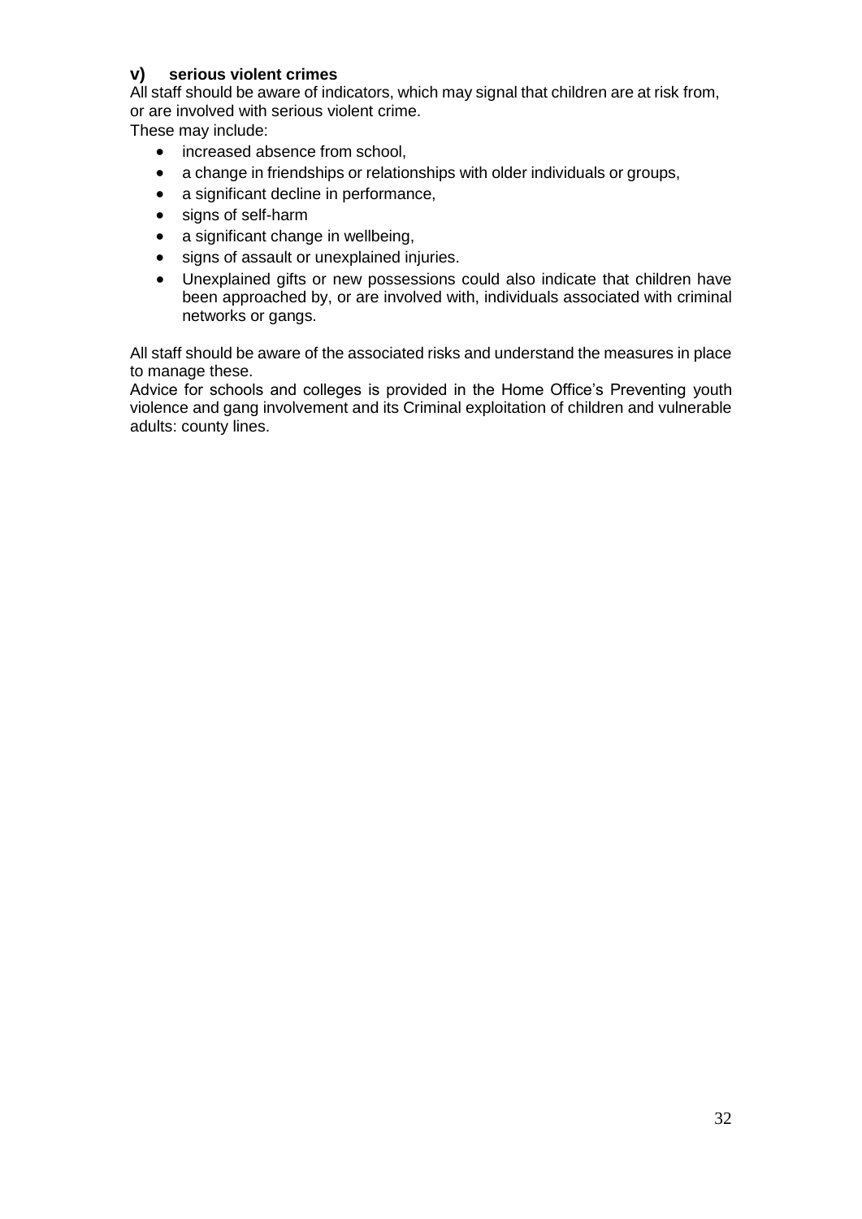### v) serious violent crimes

All staff should be aware of indicators, which may signal that children are at risk from, or are involved with serious violent crime.

These may include:

- increased absence from school,
- a change in friendships or relationships with older individuals or groups,
- a significant decline in performance,
- signs of self-harm
- a significant change in wellbeing,
- signs of assault or unexplained injuries.
- Unexplained gifts or new possessions could also indicate that children have been approached by, or are involved with, individuals associated with criminal networks or gangs.

All staff should be aware of the associated risks and understand the measures in place to manage these.

Advice for schools and colleges is provided in the Home Office's Preventing youth violence and gang involvement and its Criminal exploitation of children and vulnerable adults: county lines.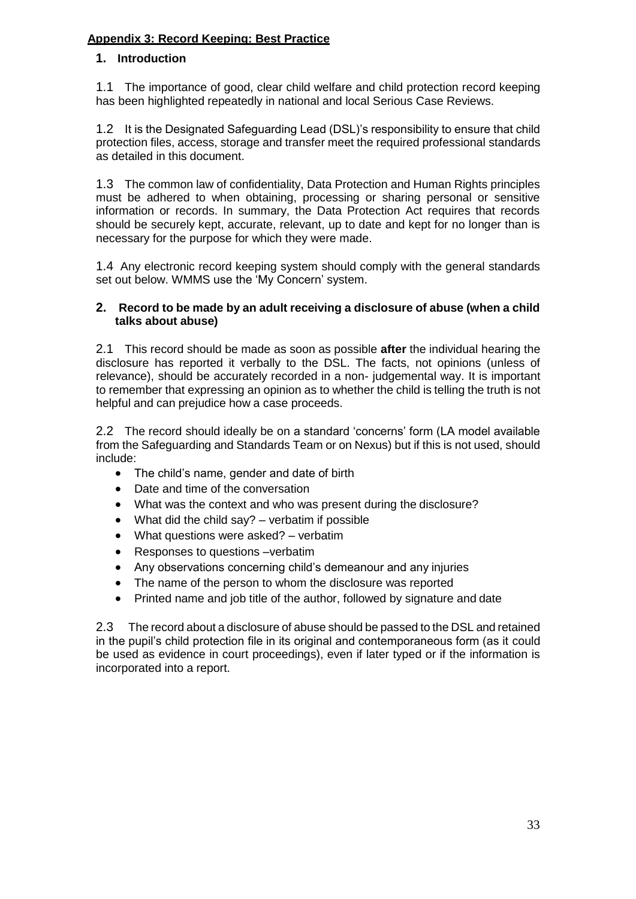## Appendix 3: Record Keeping: Best Practice

### 1. Introduction

1.1 The importance of good, clear child welfare and child protection record keeping has been highlighted repeatedly in national and local Serious Case Reviews.

1.2 It is the Designated Safeguarding Lead (DSL)'s responsibility to ensure that child protection files, access, storage and transfer meet the required professional standards as detailed in this document.

1.3 The common law of confidentiality, Data Protection and Human Rights principles must be adhered to when obtaining, processing or sharing personal or sensitive information or records. In summary, the Data Protection Act requires that records should be securely kept, accurate, relevant, up to date and kept for no longer than is necessary for the purpose for which they were made.

1.4 Any electronic record keeping system should comply with the general standards set out below. WMMS use the 'My Concern' system.

### 2. Record to be made by an adult receiving a disclosure of abuse (when a child talks about abuse)

2.1 This record should be made as soon as possible **after** the individual hearing the disclosure has reported it verbally to the DSL. The facts, not opinions (unless of relevance), should be accurately recorded in a non- judgemental way. It is important to remember that expressing an opinion as to whether the child is telling the truth is not helpful and can prejudice how a case proceeds.

2.2 The record should ideally be on a standard 'concerns' form (LA model available from the Safeguarding and Standards Team or on Nexus) but if this is not used, should include:

- The child's name, gender and date of birth
- Date and time of the conversation
- What was the context and who was present during the disclosure?
- What did the child say? – verbatim if possible
- What questions were asked? – verbatim
- Responses to questions –verbatim
- Any observations concerning child's demeanour and any injuries
- The name of the person to whom the disclosure was reported
- Printed name and job title of the author, followed by signature and date

2.3 The record about a disclosure of abuse should be passed to the DSL and retained in the pupil's child protection file in its original and contemporaneous form (as it could be used as evidence in court proceedings), even if later typed or if the information is incorporated into a report.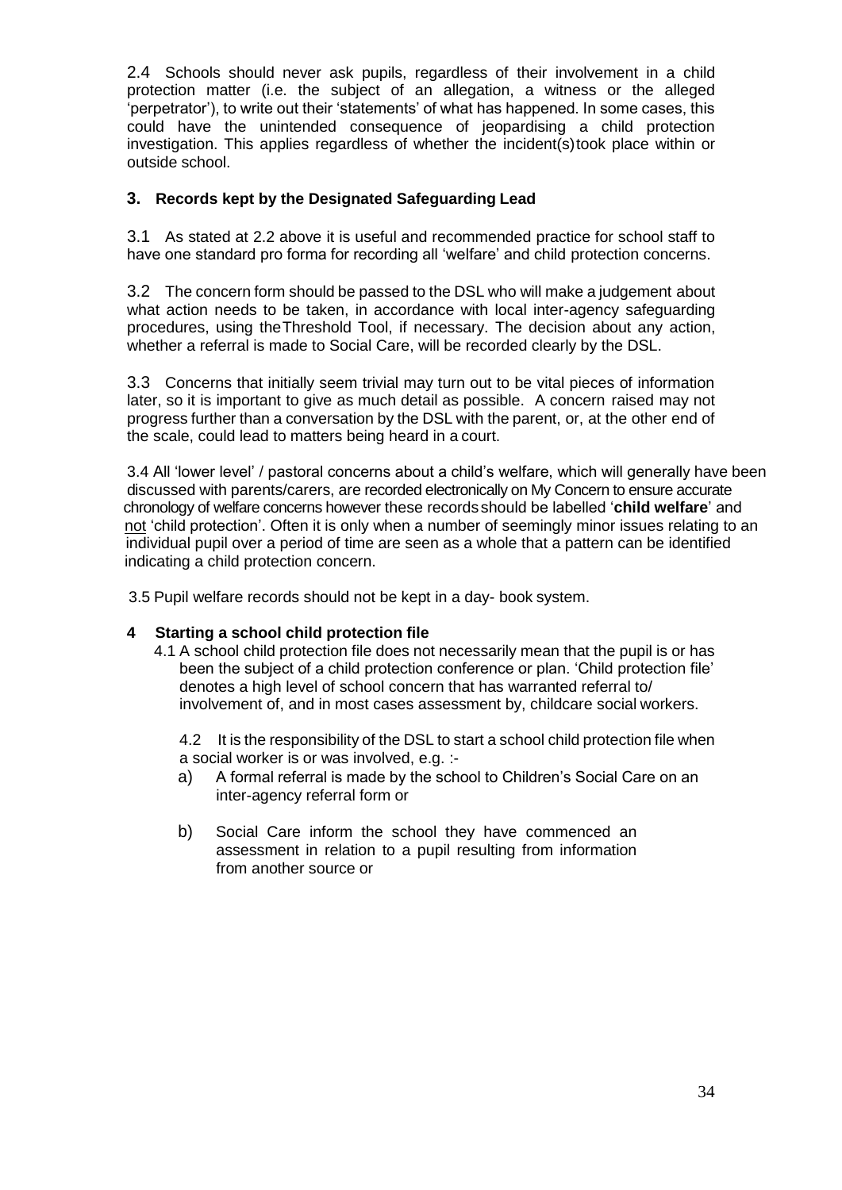2.4 Schools should never ask pupils, regardless of their involvement in a child protection matter (i.e. the subject of an allegation, a witness or the alleged 'perpetrator'), to write out their 'statements' of what has happened. In some cases, this could have the unintended consequence of jeopardising a child protection investigation. This applies regardless of whether the incident(s) took place within or outside school.

## 3. Records kept by the Designated Safeguarding Lead

3.1 As stated at 2.2 above it is useful and recommended practice for school staff to have one standard pro forma for recording all 'welfare' and child protection concerns.

3.2 The concern form should be passed to the DSL who will make a judgement about what action needs to be taken, in accordance with local inter-agency safeguarding procedures, using the Threshold Tool, if necessary. The decision about any action, whether a referral is made to Social Care, will be recorded clearly by the DSL.

3.3 Concerns that initially seem trivial may turn out to be vital pieces of information later, so it is important to give as much detail as possible. A concern raised may not progress further than a conversation by the DSL with the parent, or, at the other end of the scale, could lead to matters being heard in a court.

3.4 All 'lower level' / pastoral concerns about a child's welfare, which will generally have been discussed with parents/carers, are recorded electronically on My Concern to ensure accurate chronology of welfare concerns however these records should be labelled '**child welfare**' and <u>not</u> 'child protection'. Often it is only when a number of seemingly minor issues relating to an individual pupil over a period of time are seen as a whole that a pattern can be identified indicating a child protection concern.

3.5 Pupil welfare records should not be kept in a day- book system.

## 4 Starting a school child protection file

4.1 A school child protection file does not necessarily mean that the pupil is or has been the subject of a child protection conference or plan. 'Child protection file' denotes a high level of school concern that has warranted referral to/ involvement of, and in most cases assessment by, childcare social workers.

4.2 It is the responsibility of the DSL to start a school child protection file when a social worker is or was involved, e.g. :-

a) A formal referral is made by the school to Children's Social Care on an inter-agency referral form or

b) Social Care inform the school they have commenced an assessment in relation to a pupil resulting from information from another source or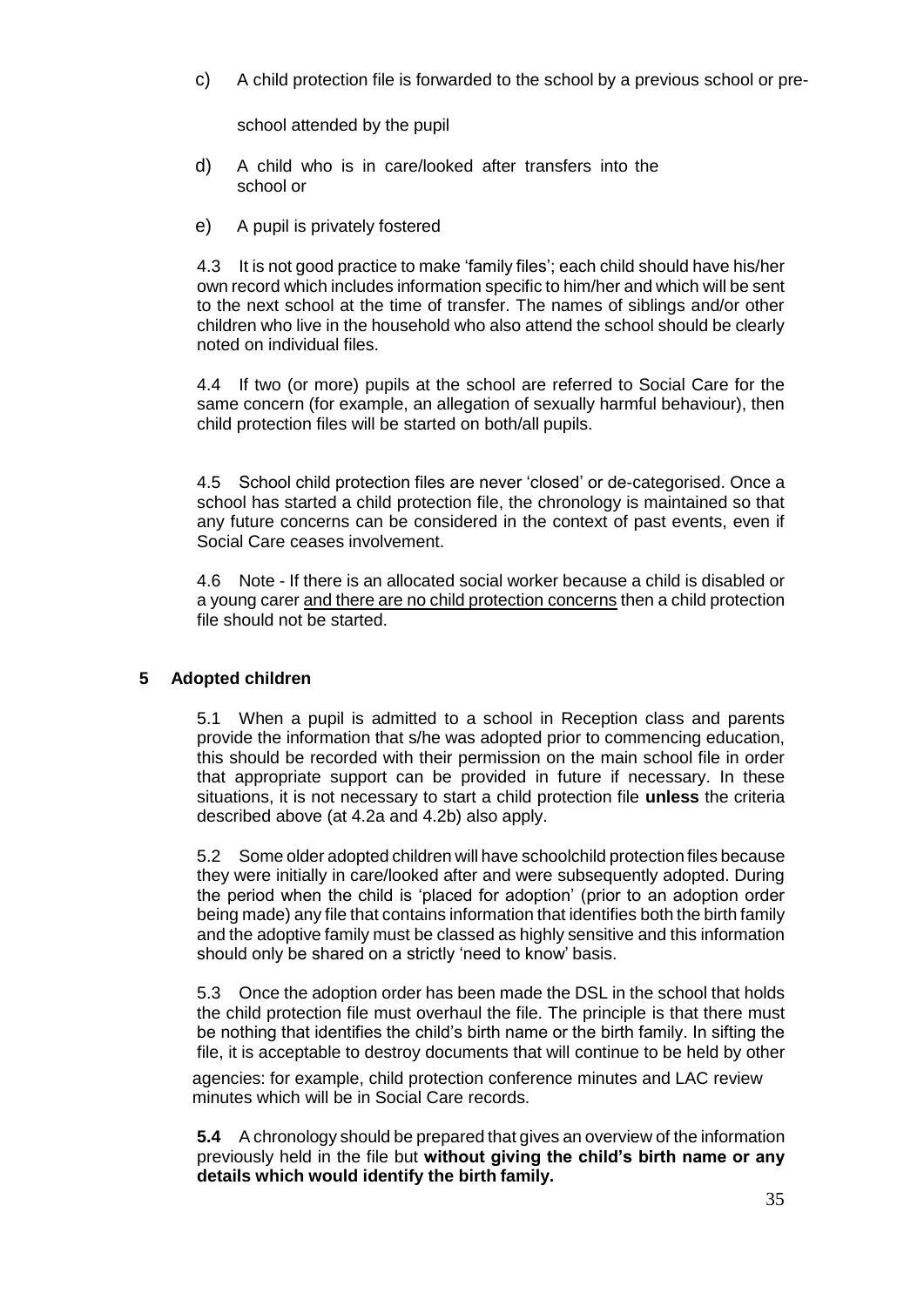c) A child protection file is forwarded to the school by a previous school or pre-school attended by the pupil

d) A child who is in care/looked after transfers into the school or

e) A pupil is privately fostered

4.3 It is not good practice to make 'family files'; each child should have his/her own record which includes information specific to him/her and which will be sent to the next school at the time of transfer. The names of siblings and/or other children who live in the household who also attend the school should be clearly noted on individual files.

4.4 If two (or more) pupils at the school are referred to Social Care for the same concern (for example, an allegation of sexually harmful behaviour), then child protection files will be started on both/all pupils.

4.5 School child protection files are never 'closed' or de-categorised. Once a school has started a child protection file, the chronology is maintained so that any future concerns can be considered in the context of past events, even if Social Care ceases involvement.

4.6 Note - If there is an allocated social worker because a child is disabled or a young carer <u>and there are no child protection concerns</u> then a child protection file should not be started.

## 5 Adopted children

5.1 When a pupil is admitted to a school in Reception class and parents provide the information that s/he was adopted prior to commencing education, this should be recorded with their permission on the main school file in order that appropriate support can be provided in future if necessary. In these situations, it is not necessary to start a child protection file **unless** the criteria described above (at 4.2a and 4.2b) also apply.

5.2 Some older adopted children will have schoolchild protection files because they were initially in care/looked after and were subsequently adopted. During the period when the child is 'placed for adoption' (prior to an adoption order being made) any file that contains information that identifies both the birth family and the adoptive family must be classed as highly sensitive and this information should only be shared on a strictly 'need to know' basis.

5.3 Once the adoption order has been made the DSL in the school that holds the child protection file must overhaul the file. The principle is that there must be nothing that identifies the child's birth name or the birth family. In sifting the file, it is acceptable to destroy documents that will continue to be held by other agencies: for example, child protection conference minutes and LAC review minutes which will be in Social Care records.

**5.4** A chronology should be prepared that gives an overview of the information previously held in the file but **without giving the child's birth name or any details which would identify the birth family.**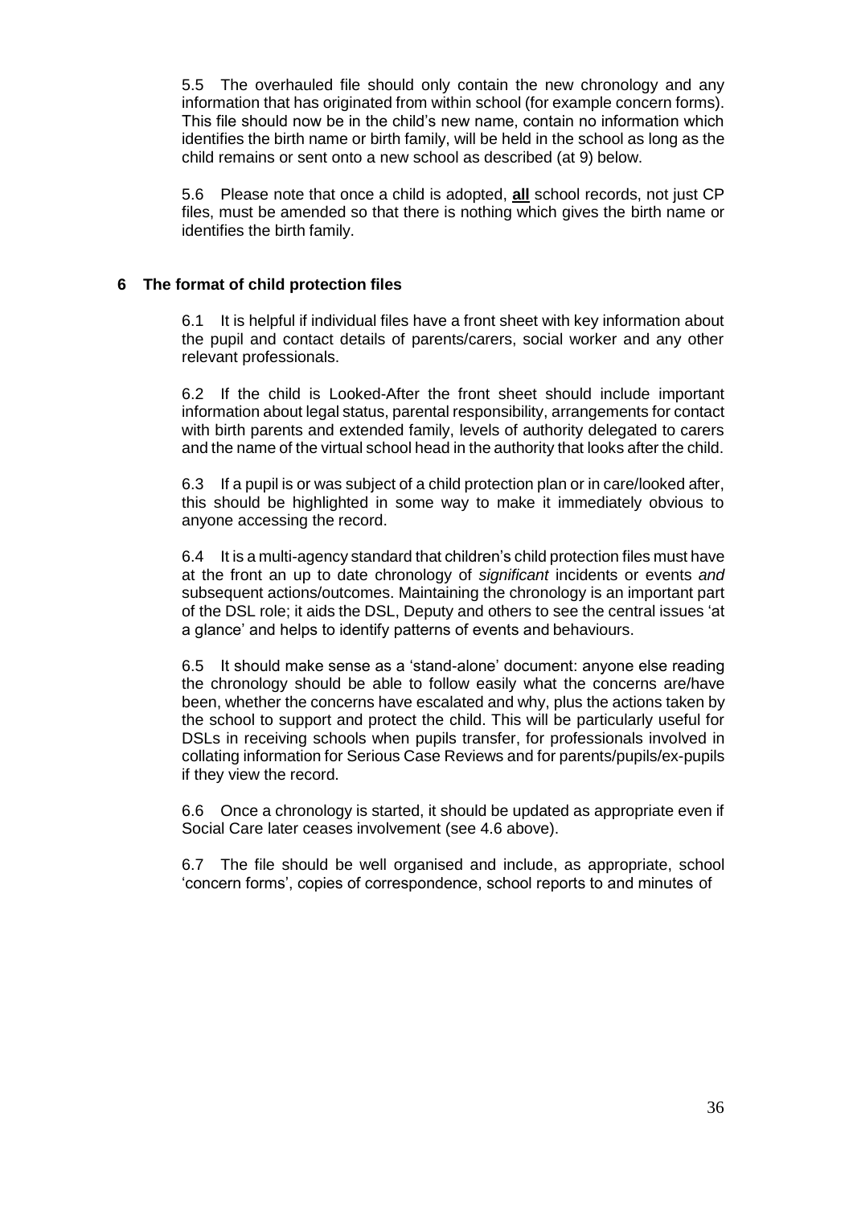5.5 The overhauled file should only contain the new chronology and any information that has originated from within school (for example concern forms). This file should now be in the child's new name, contain no information which identifies the birth name or birth family, will be held in the school as long as the child remains or sent onto a new school as described (at 9) below.

5.6 Please note that once a child is adopted, **all** school records, not just CP files, must be amended so that there is nothing which gives the birth name or identifies the birth family.

## 6 The format of child protection files

6.1 It is helpful if individual files have a front sheet with key information about the pupil and contact details of parents/carers, social worker and any other relevant professionals.

6.2 If the child is Looked-After the front sheet should include important information about legal status, parental responsibility, arrangements for contact with birth parents and extended family, levels of authority delegated to carers and the name of the virtual school head in the authority that looks after the child.

6.3 If a pupil is or was subject of a child protection plan or in care/looked after, this should be highlighted in some way to make it immediately obvious to anyone accessing the record.

6.4 It is a multi-agency standard that children's child protection files must have at the front an up to date chronology of *significant* incidents or events *and* subsequent actions/outcomes. Maintaining the chronology is an important part of the DSL role; it aids the DSL, Deputy and others to see the central issues 'at a glance' and helps to identify patterns of events and behaviours.

6.5 It should make sense as a 'stand-alone' document: anyone else reading the chronology should be able to follow easily what the concerns are/have been, whether the concerns have escalated and why, plus the actions taken by the school to support and protect the child. This will be particularly useful for DSLs in receiving schools when pupils transfer, for professionals involved in collating information for Serious Case Reviews and for parents/pupils/ex-pupils if they view the record.

6.6 Once a chronology is started, it should be updated as appropriate even if Social Care later ceases involvement (see 4.6 above).

6.7 The file should be well organised and include, as appropriate, school 'concern forms', copies of correspondence, school reports to and minutes of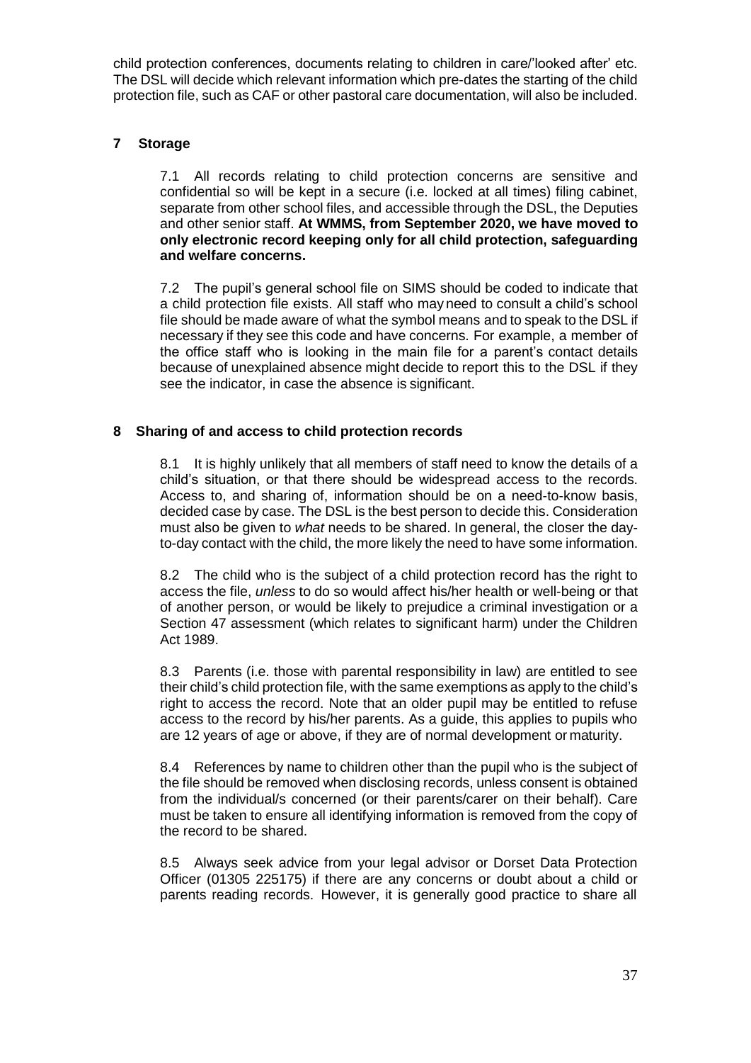child protection conferences, documents relating to children in care/'looked after' etc. The DSL will decide which relevant information which pre-dates the starting of the child protection file, such as CAF or other pastoral care documentation, will also be included.

## 7 Storage

7.1 All records relating to child protection concerns are sensitive and confidential so will be kept in a secure (i.e. locked at all times) filing cabinet, separate from other school files, and accessible through the DSL, the Deputies and other senior staff. **At WMMS, from September 2020, we have moved to only electronic record keeping only for all child protection, safeguarding and welfare concerns.**

7.2 The pupil's general school file on SIMS should be coded to indicate that a child protection file exists. All staff who may need to consult a child's school file should be made aware of what the symbol means and to speak to the DSL if necessary if they see this code and have concerns. For example, a member of the office staff who is looking in the main file for a parent's contact details because of unexplained absence might decide to report this to the DSL if they see the indicator, in case the absence is significant.

## 8 Sharing of and access to child protection records

8.1 It is highly unlikely that all members of staff need to know the details of a child's situation, or that there should be widespread access to the records. Access to, and sharing of, information should be on a need-to-know basis, decided case by case. The DSL is the best person to decide this. Consideration must also be given to *what* needs to be shared. In general, the closer the day-to-day contact with the child, the more likely the need to have some information.

8.2 The child who is the subject of a child protection record has the right to access the file, *unless* to do so would affect his/her health or well-being or that of another person, or would be likely to prejudice a criminal investigation or a Section 47 assessment (which relates to significant harm) under the Children Act 1989.

8.3 Parents (i.e. those with parental responsibility in law) are entitled to see their child's child protection file, with the same exemptions as apply to the child's right to access the record. Note that an older pupil may be entitled to refuse access to the record by his/her parents. As a guide, this applies to pupils who are 12 years of age or above, if they are of normal development or maturity.

8.4 References by name to children other than the pupil who is the subject of the file should be removed when disclosing records, unless consent is obtained from the individual/s concerned (or their parents/carer on their behalf). Care must be taken to ensure all identifying information is removed from the copy of the record to be shared.

8.5 Always seek advice from your legal advisor or Dorset Data Protection Officer (01305 225175) if there are any concerns or doubt about a child or parents reading records. However, it is generally good practice to share all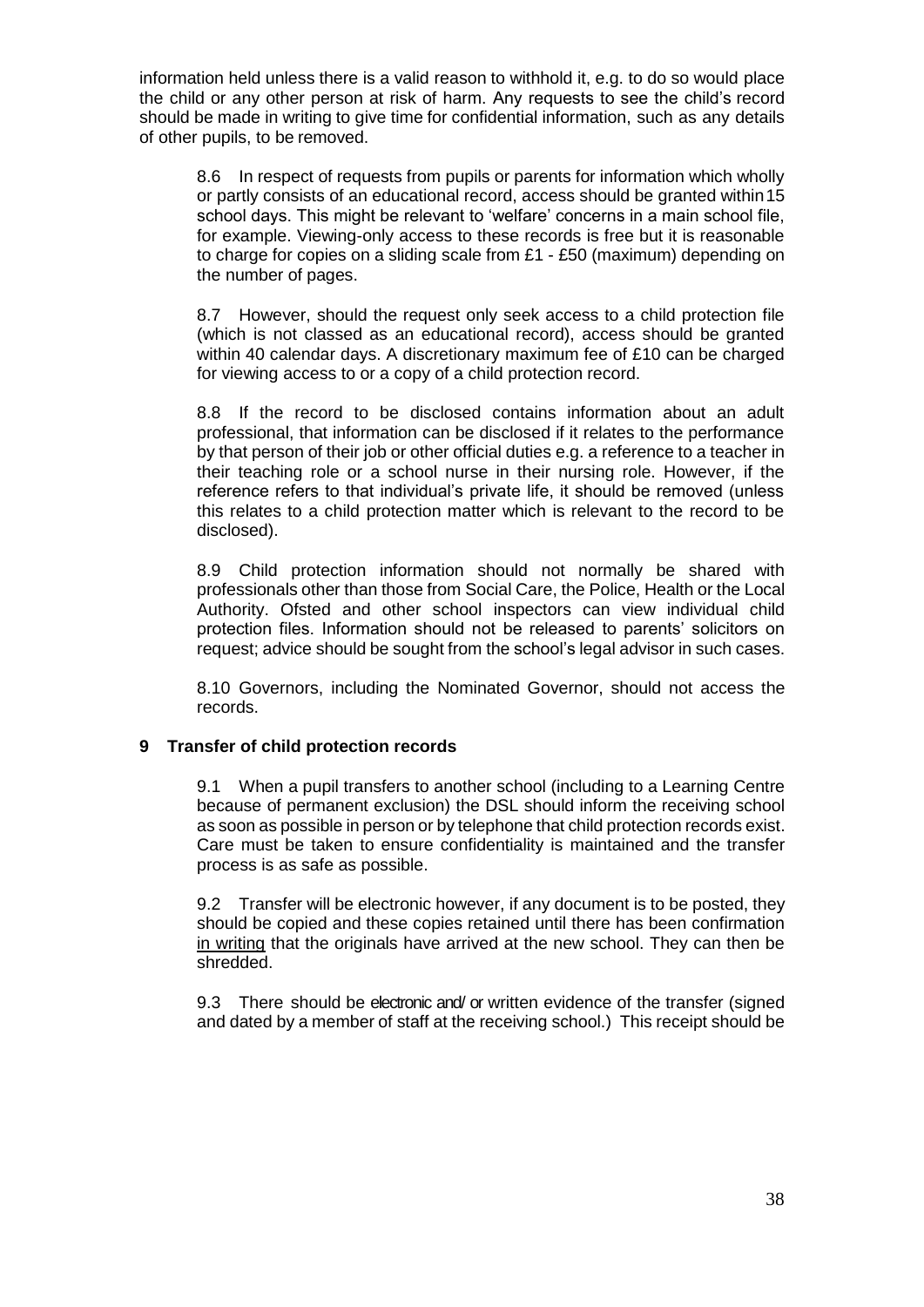information held unless there is a valid reason to withhold it, e.g. to do so would place the child or any other person at risk of harm. Any requests to see the child's record should be made in writing to give time for confidential information, such as any details of other pupils, to be removed.

8.6 In respect of requests from pupils or parents for information which wholly or partly consists of an educational record, access should be granted within 15 school days. This might be relevant to 'welfare' concerns in a main school file, for example. Viewing-only access to these records is free but it is reasonable to charge for copies on a sliding scale from £1 - £50 (maximum) depending on the number of pages.

8.7 However, should the request only seek access to a child protection file (which is not classed as an educational record), access should be granted within 40 calendar days. A discretionary maximum fee of £10 can be charged for viewing access to or a copy of a child protection record.

8.8 If the record to be disclosed contains information about an adult professional, that information can be disclosed if it relates to the performance by that person of their job or other official duties e.g. a reference to a teacher in their teaching role or a school nurse in their nursing role. However, if the reference refers to that individual's private life, it should be removed (unless this relates to a child protection matter which is relevant to the record to be disclosed).

8.9 Child protection information should not normally be shared with professionals other than those from Social Care, the Police, Health or the Local Authority. Ofsted and other school inspectors can view individual child protection files. Information should not be released to parents' solicitors on request; advice should be sought from the school's legal advisor in such cases.

8.10 Governors, including the Nominated Governor, should not access the records.

## 9 Transfer of child protection records

9.1 When a pupil transfers to another school (including to a Learning Centre because of permanent exclusion) the DSL should inform the receiving school as soon as possible in person or by telephone that child protection records exist. Care must be taken to ensure confidentiality is maintained and the transfer process is as safe as possible.

9.2 Transfer will be electronic however, if any document is to be posted, they should be copied and these copies retained until there has been confirmation in writing that the originals have arrived at the new school. They can then be shredded.

9.3 There should be electronic and/ or written evidence of the transfer (signed and dated by a member of staff at the receiving school.) This receipt should be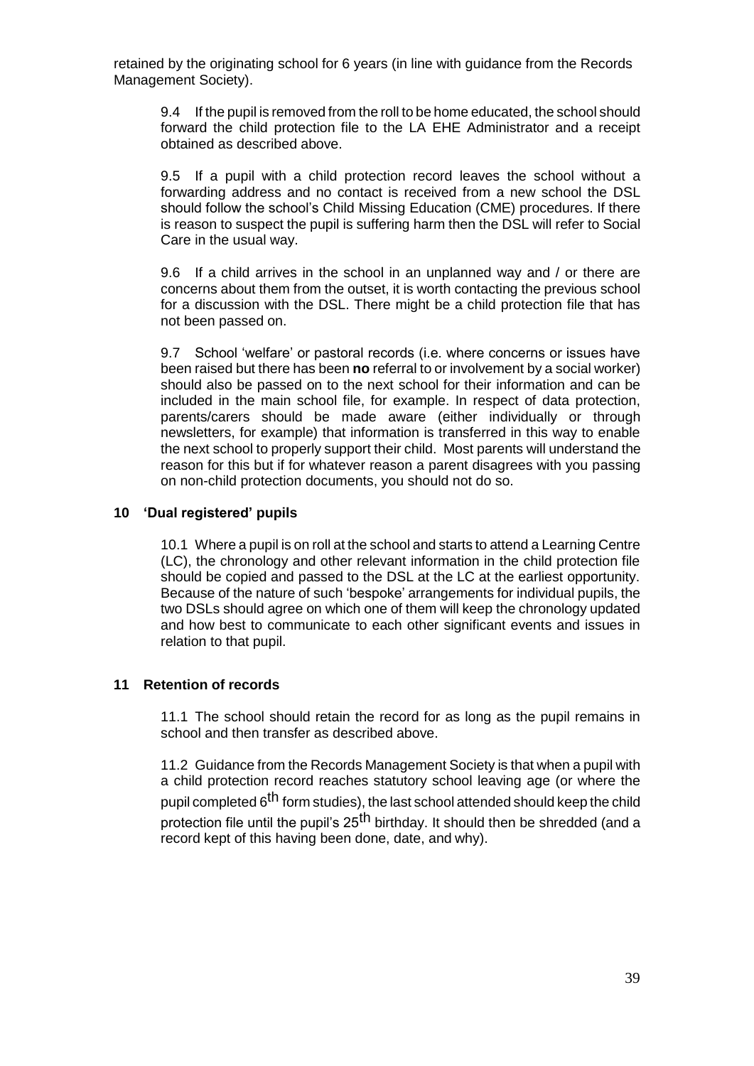retained by the originating school for 6 years (in line with guidance from the Records Management Society).

9.4 If the pupil is removed from the roll to be home educated, the school should forward the child protection file to the LA EHE Administrator and a receipt obtained as described above.

9.5 If a pupil with a child protection record leaves the school without a forwarding address and no contact is received from a new school the DSL should follow the school's Child Missing Education (CME) procedures. If there is reason to suspect the pupil is suffering harm then the DSL will refer to Social Care in the usual way.

9.6 If a child arrives in the school in an unplanned way and / or there are concerns about them from the outset, it is worth contacting the previous school for a discussion with the DSL. There might be a child protection file that has not been passed on.

9.7 School 'welfare' or pastoral records (i.e. where concerns or issues have been raised but there has been **no** referral to or involvement by a social worker) should also be passed on to the next school for their information and can be included in the main school file, for example. In respect of data protection, parents/carers should be made aware (either individually or through newsletters, for example) that information is transferred in this way to enable the next school to properly support their child. Most parents will understand the reason for this but if for whatever reason a parent disagrees with you passing on non-child protection documents, you should not do so.

## 10 'Dual registered' pupils

10.1 Where a pupil is on roll at the school and starts to attend a Learning Centre (LC), the chronology and other relevant information in the child protection file should be copied and passed to the DSL at the LC at the earliest opportunity. Because of the nature of such 'bespoke' arrangements for individual pupils, the two DSLs should agree on which one of them will keep the chronology updated and how best to communicate to each other significant events and issues in relation to that pupil.

## 11 Retention of records

11.1 The school should retain the record for as long as the pupil remains in school and then transfer as described above.

11.2 Guidance from the Records Management Society is that when a pupil with a child protection record reaches statutory school leaving age (or where the pupil completed 6th form studies), the last school attended should keep the child protection file until the pupil's 25th birthday. It should then be shredded (and a record kept of this having been done, date, and why).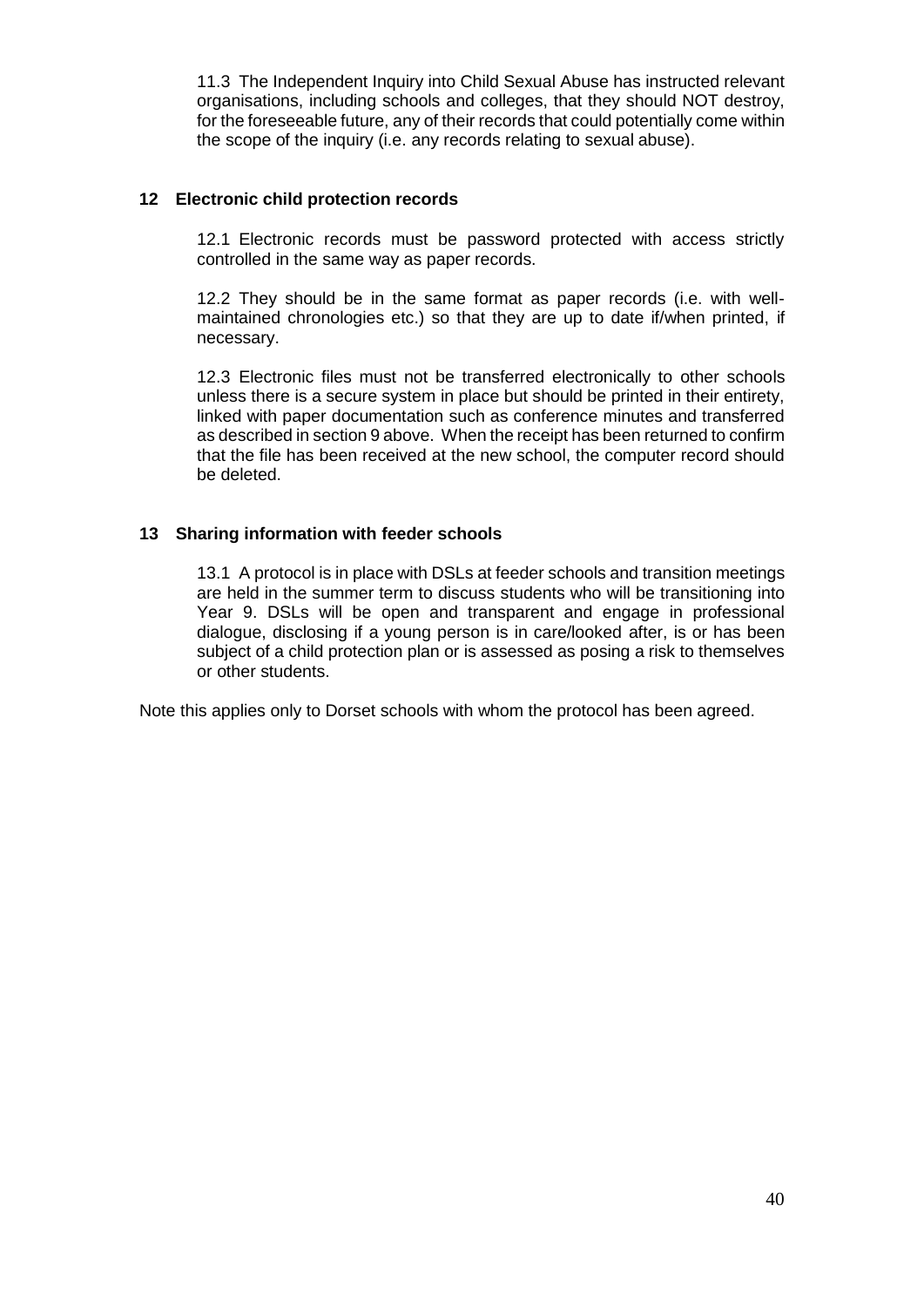11.3 The Independent Inquiry into Child Sexual Abuse has instructed relevant organisations, including schools and colleges, that they should NOT destroy, for the foreseeable future, any of their records that could potentially come within the scope of the inquiry (i.e. any records relating to sexual abuse).

## 12 Electronic child protection records

12.1 Electronic records must be password protected with access strictly controlled in the same way as paper records.

12.2 They should be in the same format as paper records (i.e. with well-maintained chronologies etc.) so that they are up to date if/when printed, if necessary.

12.3 Electronic files must not be transferred electronically to other schools unless there is a secure system in place but should be printed in their entirety, linked with paper documentation such as conference minutes and transferred as described in section 9 above. When the receipt has been returned to confirm that the file has been received at the new school, the computer record should be deleted.

## 13 Sharing information with feeder schools

13.1 A protocol is in place with DSLs at feeder schools and transition meetings are held in the summer term to discuss students who will be transitioning into Year 9. DSLs will be open and transparent and engage in professional dialogue, disclosing if a young person is in care/looked after, is or has been subject of a child protection plan or is assessed as posing a risk to themselves or other students.

Note this applies only to Dorset schools with whom the protocol has been agreed.